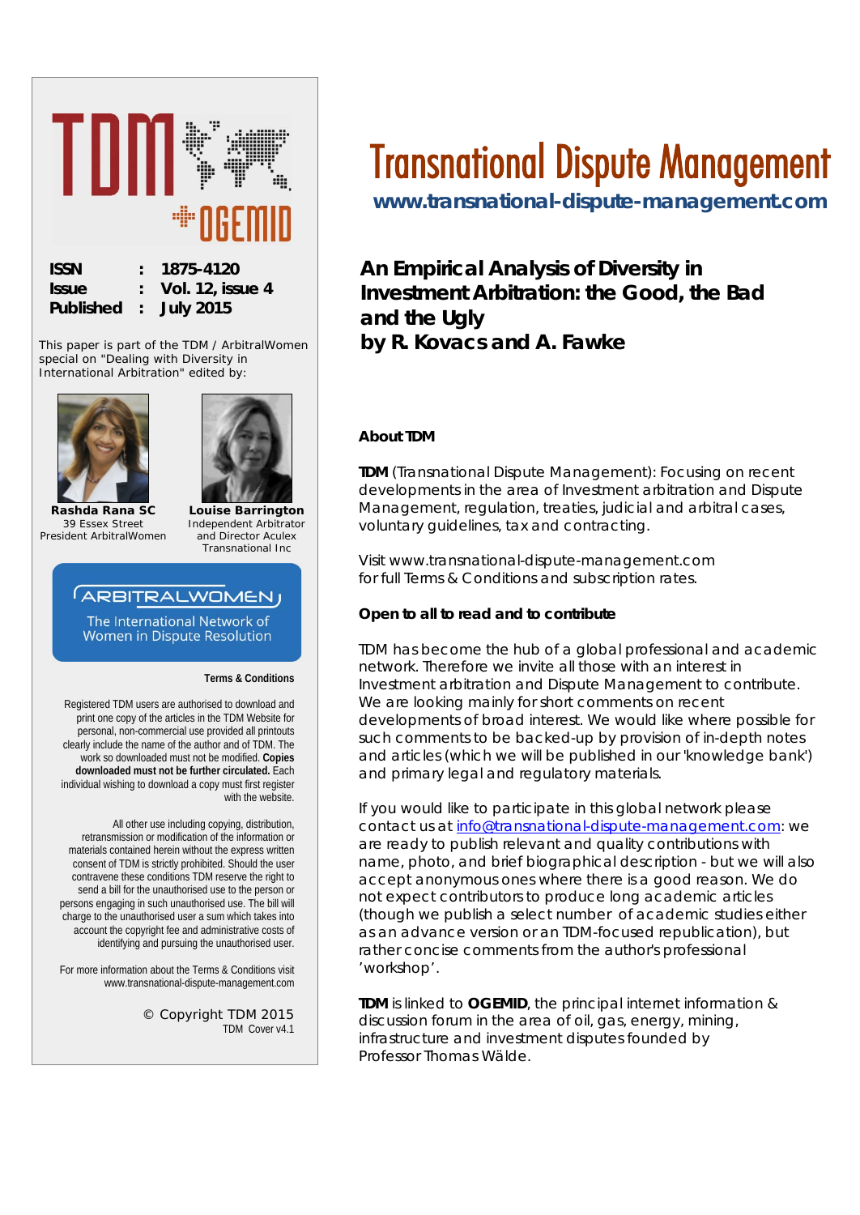# Transnational Dispute Management

**www.transnational-dispute-management.com**

| | | |
|---|---|---|
| **ISSN** | **:** | **1875-4120** |
| **Issue** | **:** | **Vol. 12, issue 4** |
| **Published** | **:** | **July 2015** |

This paper is part of the TDM / ArbitralWomen special on "Dealing with Diversity in International Arbitration" edited by:

**Rashda Rana SC**
39 Essex Street
President ArbitralWomen

**Louise Barrington**
Independent Arbitrator
and Director Aculex
Transnational Inc

ARBITRALWOMEN
The International Network of Women in Dispute Resolution

## An Empirical Analysis of Diversity in Investment Arbitration: the Good, the Bad and the Ugly
## by R. Kovacs and A. Fawke

### About TDM

**TDM** (Transnational Dispute Management): Focusing on recent developments in the area of Investment arbitration and Dispute Management, regulation, treaties, judicial and arbitral cases, voluntary guidelines, tax and contracting.

Visit www.transnational-dispute-management.com for full Terms & Conditions and subscription rates.

### Open to all to read and to contribute

TDM has become the hub of a global professional and academic network. Therefore we invite all those with an interest in Investment arbitration and Dispute Management to contribute. We are looking mainly for short comments on recent developments of broad interest. We would like where possible for such comments to be backed-up by provision of in-depth notes and articles (which we will be published in our 'knowledge bank') and primary legal and regulatory materials.

If you would like to participate in this global network please contact us at info@transnational-dispute-management.com: we are ready to publish relevant and quality contributions with name, photo, and brief biographical description - but we will also accept anonymous ones where there is a good reason. We do not expect contributors to produce long academic articles (though we publish a select number of academic studies either as an advance version or an TDM-focused republication), but rather concise comments from the author's professional 'workshop'.

**TDM** is linked to **OGEMID**, the principal internet information & discussion forum in the area of oil, gas, energy, mining, infrastructure and investment disputes founded by Professor Thomas Wälde.

**Terms & Conditions**

Registered TDM users are authorised to download and print one copy of the articles in the TDM Website for personal, non-commercial use provided all printouts clearly include the name of the author and of TDM. The work so downloaded must not be modified. **Copies downloaded must not be further circulated.** Each individual wishing to download a copy must first register with the website.

All other use including copying, distribution, retransmission or modification of the information or materials contained herein without the express written consent of TDM is strictly prohibited. Should the user contravene these conditions TDM reserve the right to send a bill for the unauthorised use to the person or persons engaging in such unauthorised use. The bill will charge to the unauthorised user a sum which takes into account the copyright fee and administrative costs of identifying and pursuing the unauthorised user.

For more information about the Terms & Conditions visit www.transnational-dispute-management.com

© Copyright TDM 2015
TDM Cover v4.1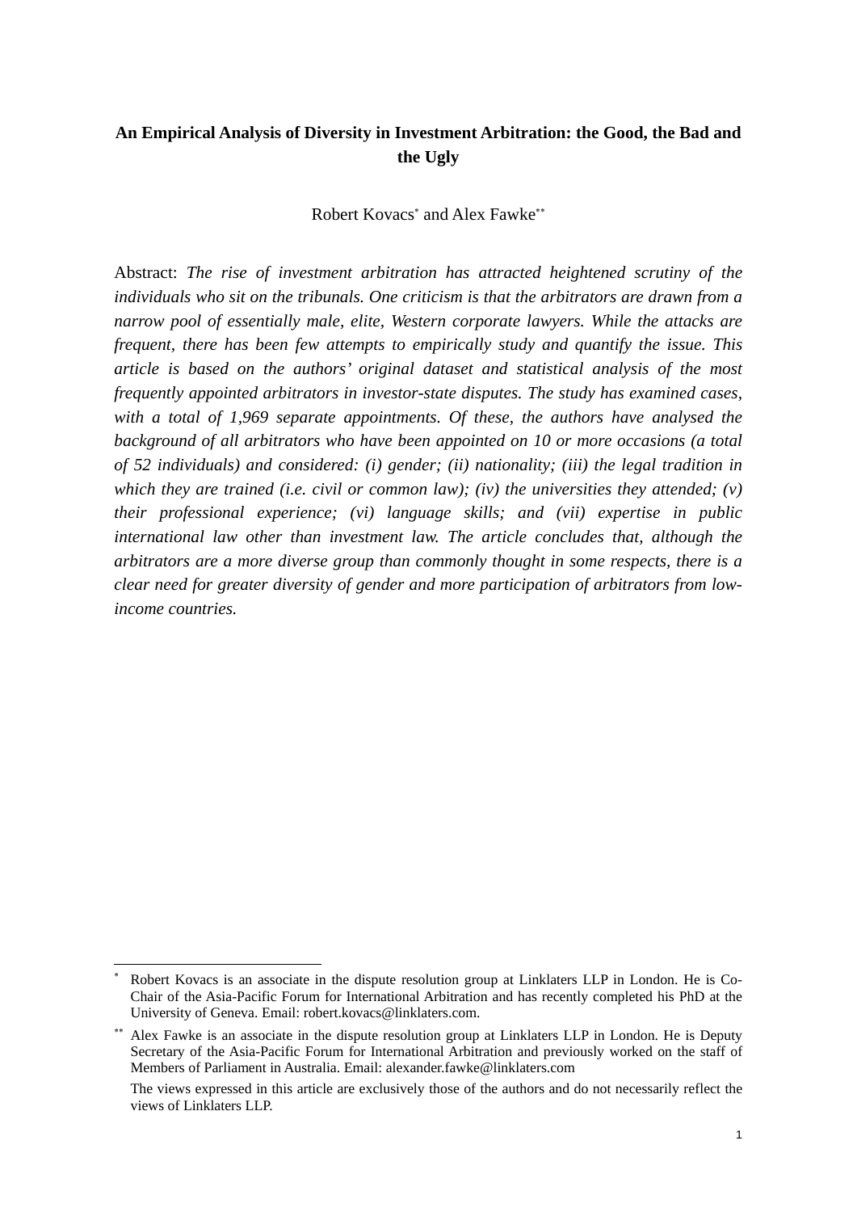**An Empirical Analysis of Diversity in Investment Arbitration: the Good, the Bad and the Ugly**

Robert Kovacs[*] and Alex Fawke[**]

Abstract: *The rise of investment arbitration has attracted heightened scrutiny of the individuals who sit on the tribunals. One criticism is that the arbitrators are drawn from a narrow pool of essentially male, elite, Western corporate lawyers. While the attacks are frequent, there has been few attempts to empirically study and quantify the issue. This article is based on the authors' original dataset and statistical analysis of the most frequently appointed arbitrators in investor-state disputes. The study has examined cases, with a total of 1,969 separate appointments. Of these, the authors have analysed the background of all arbitrators who have been appointed on 10 or more occasions (a total of 52 individuals) and considered: (i) gender; (ii) nationality; (iii) the legal tradition in which they are trained (i.e. civil or common law); (iv) the universities they attended; (v) their professional experience; (vi) language skills; and (vii) expertise in public international law other than investment law. The article concludes that, although the arbitrators are a more diverse group than commonly thought in some respects, there is a clear need for greater diversity of gender and more participation of arbitrators from low-income countries.*

---

[*] Robert Kovacs is an associate in the dispute resolution group at Linklaters LLP in London. He is Co-Chair of the Asia-Pacific Forum for International Arbitration and has recently completed his PhD at the University of Geneva. Email: robert.kovacs@linklaters.com.

[**] Alex Fawke is an associate in the dispute resolution group at Linklaters LLP in London. He is Deputy Secretary of the Asia-Pacific Forum for International Arbitration and previously worked on the staff of Members of Parliament in Australia. Email: alexander.fawke@linklaters.com

The views expressed in this article are exclusively those of the authors and do not necessarily reflect the views of Linklaters LLP.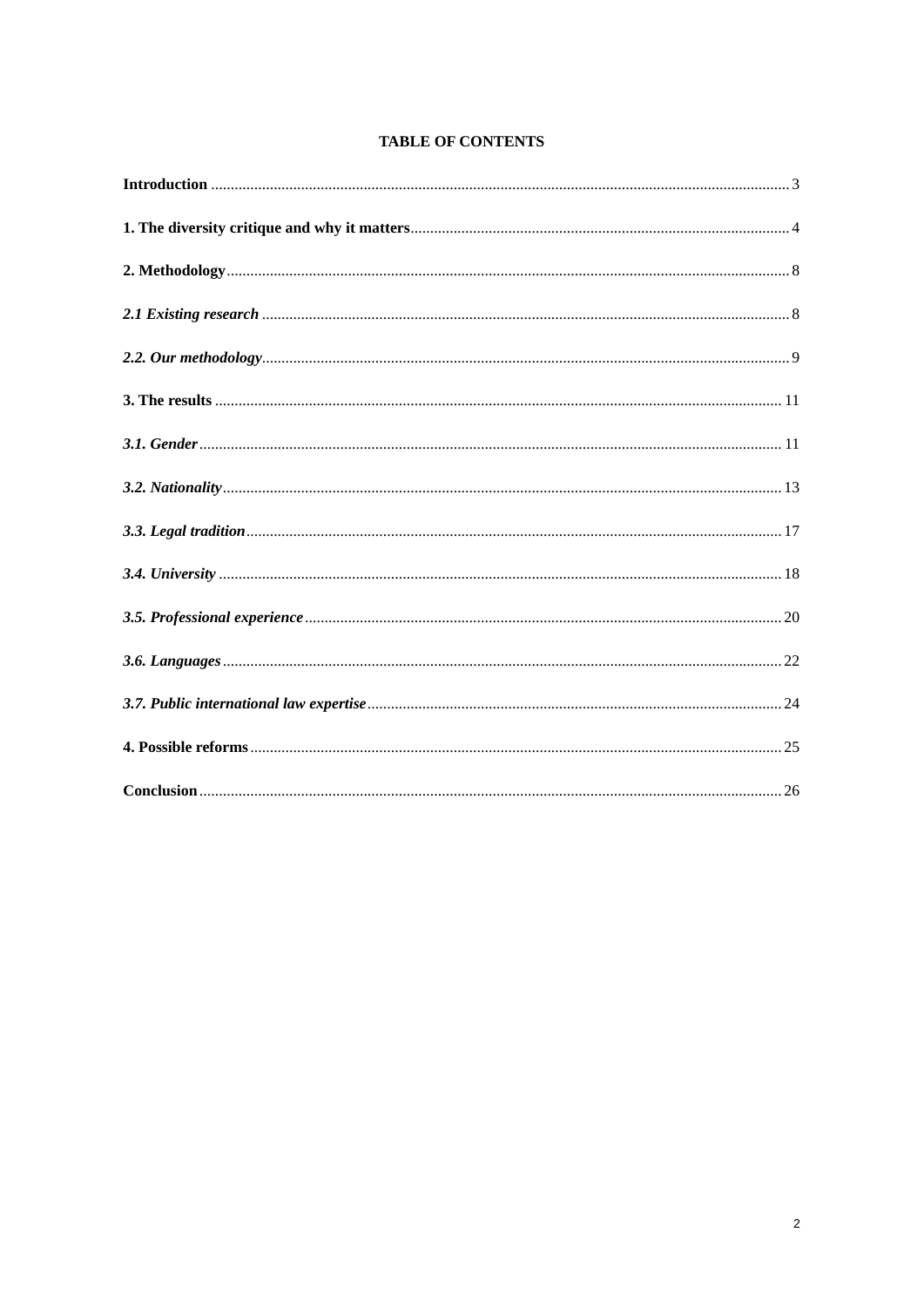**TABLE OF CONTENTS**

**Introduction** .......... 3

**1. The diversity critique and why it matters** .......... 4

**2. Methodology** .......... 8

***2.1 Existing research*** .......... 8

***2.2. Our methodology*** .......... 9

**3. The results** .......... 11

***3.1. Gender*** .......... 11

***3.2. Nationality*** .......... 13

***3.3. Legal tradition*** .......... 17

***3.4. University*** .......... 18

***3.5. Professional experience*** .......... 20

***3.6. Languages*** .......... 22

***3.7. Public international law expertise*** .......... 24

**4. Possible reforms** .......... 25

**Conclusion** .......... 26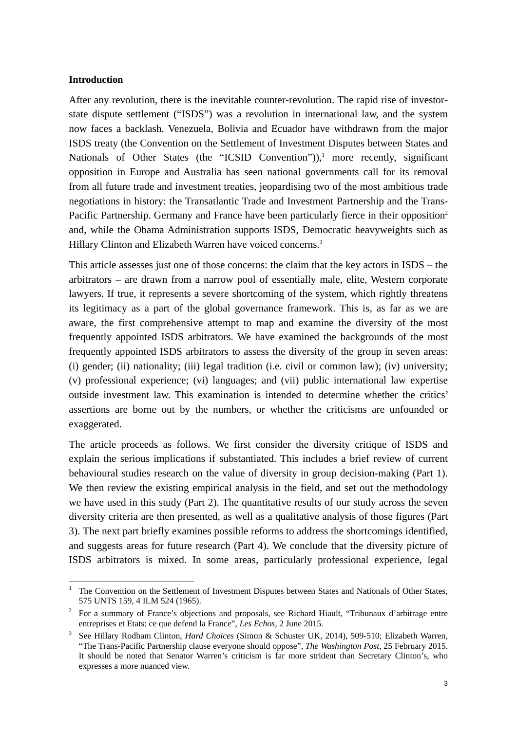**Introduction**

After any revolution, there is the inevitable counter-revolution. The rapid rise of investor-state dispute settlement ("ISDS") was a revolution in international law, and the system now faces a backlash. Venezuela, Bolivia and Ecuador have withdrawn from the major ISDS treaty (the Convention on the Settlement of Investment Disputes between States and Nationals of Other States (the "ICSID Convention")),[1] more recently, significant opposition in Europe and Australia has seen national governments call for its removal from all future trade and investment treaties, jeopardising two of the most ambitious trade negotiations in history: the Transatlantic Trade and Investment Partnership and the Trans-Pacific Partnership. Germany and France have been particularly fierce in their opposition[2] and, while the Obama Administration supports ISDS, Democratic heavyweights such as Hillary Clinton and Elizabeth Warren have voiced concerns.[3]

This article assesses just one of those concerns: the claim that the key actors in ISDS – the arbitrators – are drawn from a narrow pool of essentially male, elite, Western corporate lawyers. If true, it represents a severe shortcoming of the system, which rightly threatens its legitimacy as a part of the global governance framework. This is, as far as we are aware, the first comprehensive attempt to map and examine the diversity of the most frequently appointed ISDS arbitrators. We have examined the backgrounds of the most frequently appointed ISDS arbitrators to assess the diversity of the group in seven areas: (i) gender; (ii) nationality; (iii) legal tradition (i.e. civil or common law); (iv) university; (v) professional experience; (vi) languages; and (vii) public international law expertise outside investment law. This examination is intended to determine whether the critics' assertions are borne out by the numbers, or whether the criticisms are unfounded or exaggerated.

The article proceeds as follows. We first consider the diversity critique of ISDS and explain the serious implications if substantiated. This includes a brief review of current behavioural studies research on the value of diversity in group decision-making (Part 1). We then review the existing empirical analysis in the field, and set out the methodology we have used in this study (Part 2). The quantitative results of our study across the seven diversity criteria are then presented, as well as a qualitative analysis of those figures (Part 3). The next part briefly examines possible reforms to address the shortcomings identified, and suggests areas for future research (Part 4). We conclude that the diversity picture of ISDS arbitrators is mixed. In some areas, particularly professional experience, legal

---

[1] The Convention on the Settlement of Investment Disputes between States and Nationals of Other States, 575 UNTS 159, 4 ILM 524 (1965).

[2] For a summary of France's objections and proposals, see Richard Hiault, "Tribunaux d'arbitrage entre entreprises et Etats: ce que defend la France", *Les Echos*, 2 June 2015.

[3] See Hillary Rodham Clinton, *Hard Choices* (Simon & Schuster UK, 2014), 509-510; Elizabeth Warren, "The Trans-Pacific Partnership clause everyone should oppose", *The Washington Post*, 25 February 2015. It should be noted that Senator Warren's criticism is far more strident than Secretary Clinton's, who expresses a more nuanced view.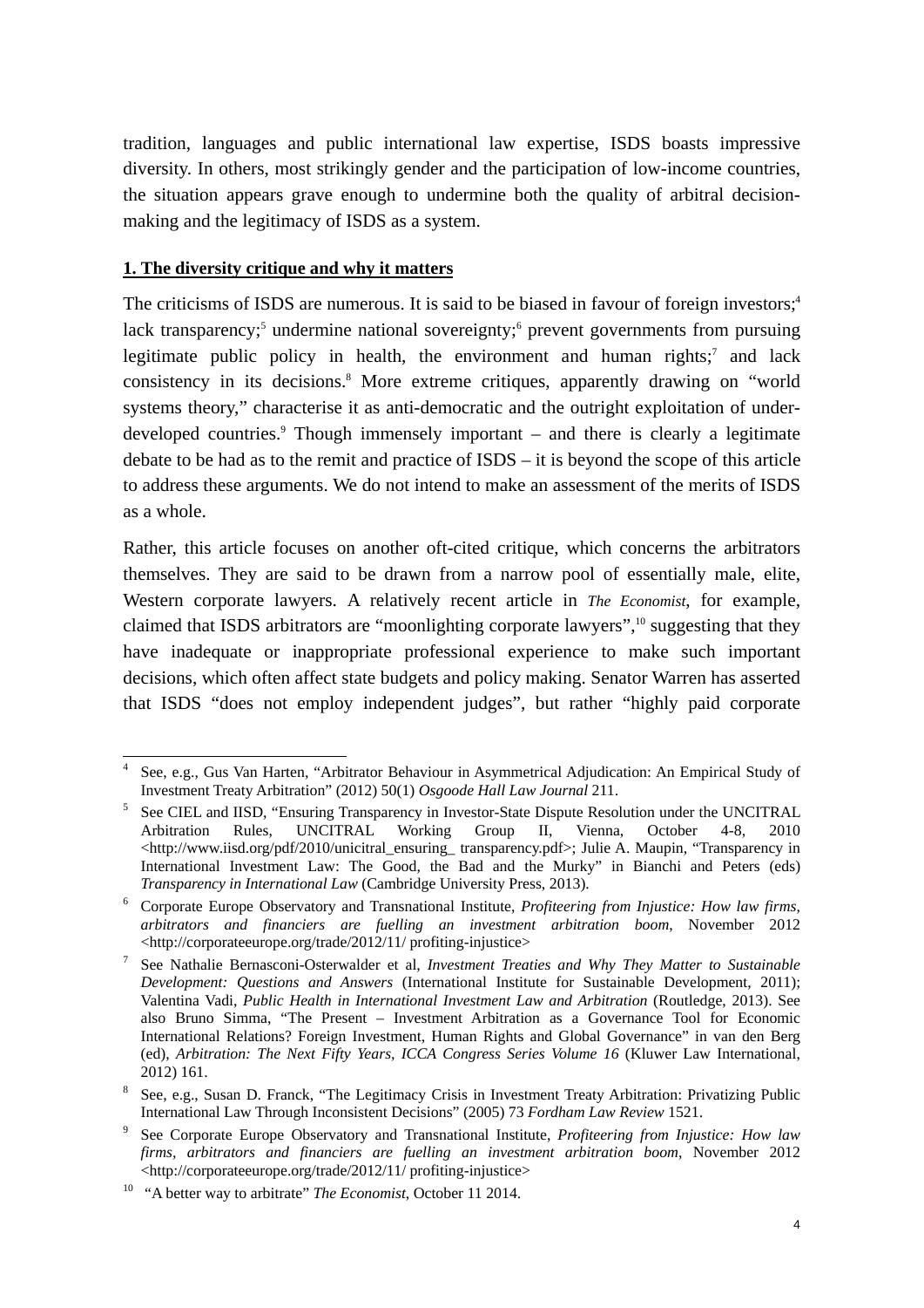tradition, languages and public international law expertise, ISDS boasts impressive diversity. In others, most strikingly gender and the participation of low-income countries, the situation appears grave enough to undermine both the quality of arbitral decision-making and the legitimacy of ISDS as a system.

## 1. The diversity critique and why it matters

The criticisms of ISDS are numerous. It is said to be biased in favour of foreign investors;[4] lack transparency;[5] undermine national sovereignty;[6] prevent governments from pursuing legitimate public policy in health, the environment and human rights;[7] and lack consistency in its decisions.[8] More extreme critiques, apparently drawing on "world systems theory," characterise it as anti-democratic and the outright exploitation of under-developed countries.[9] Though immensely important – and there is clearly a legitimate debate to be had as to the remit and practice of ISDS – it is beyond the scope of this article to address these arguments. We do not intend to make an assessment of the merits of ISDS as a whole.

Rather, this article focuses on another oft-cited critique, which concerns the arbitrators themselves. They are said to be drawn from a narrow pool of essentially male, elite, Western corporate lawyers. A relatively recent article in *The Economist*, for example, claimed that ISDS arbitrators are "moonlighting corporate lawyers",[10] suggesting that they have inadequate or inappropriate professional experience to make such important decisions, which often affect state budgets and policy making. Senator Warren has asserted that ISDS "does not employ independent judges", but rather "highly paid corporate

---

[4] See, e.g., Gus Van Harten, "Arbitrator Behaviour in Asymmetrical Adjudication: An Empirical Study of Investment Treaty Arbitration" (2012) 50(1) *Osgoode Hall Law Journal* 211.

[5] See CIEL and IISD, "Ensuring Transparency in Investor-State Dispute Resolution under the UNCITRAL Arbitration Rules, UNCITRAL Working Group II, Vienna, October 4-8, 2010 <http://www.iisd.org/pdf/2010/unicitral_ensuring_ transparency.pdf>; Julie A. Maupin, "Transparency in International Investment Law: The Good, the Bad and the Murky" in Bianchi and Peters (eds) *Transparency in International Law* (Cambridge University Press, 2013).

[6] Corporate Europe Observatory and Transnational Institute, *Profiteering from Injustice: How law firms, arbitrators and financiers are fuelling an investment arbitration boom*, November 2012 <http://corporateeurope.org/trade/2012/11/ profiting-injustice>

[7] See Nathalie Bernasconi-Osterwalder et al, *Investment Treaties and Why They Matter to Sustainable Development: Questions and Answers* (International Institute for Sustainable Development, 2011); Valentina Vadi, *Public Health in International Investment Law and Arbitration* (Routledge, 2013). See also Bruno Simma, "The Present – Investment Arbitration as a Governance Tool for Economic International Relations? Foreign Investment, Human Rights and Global Governance" in van den Berg (ed), *Arbitration: The Next Fifty Years, ICCA Congress Series Volume 16* (Kluwer Law International, 2012) 161.

[8] See, e.g., Susan D. Franck, "The Legitimacy Crisis in Investment Treaty Arbitration: Privatizing Public International Law Through Inconsistent Decisions" (2005) 73 *Fordham Law Review* 1521.

[9] See Corporate Europe Observatory and Transnational Institute, *Profiteering from Injustice: How law firms, arbitrators and financiers are fuelling an investment arbitration boom*, November 2012 <http://corporateeurope.org/trade/2012/11/ profiting-injustice>

[10] "A better way to arbitrate" *The Economist*, October 11 2014.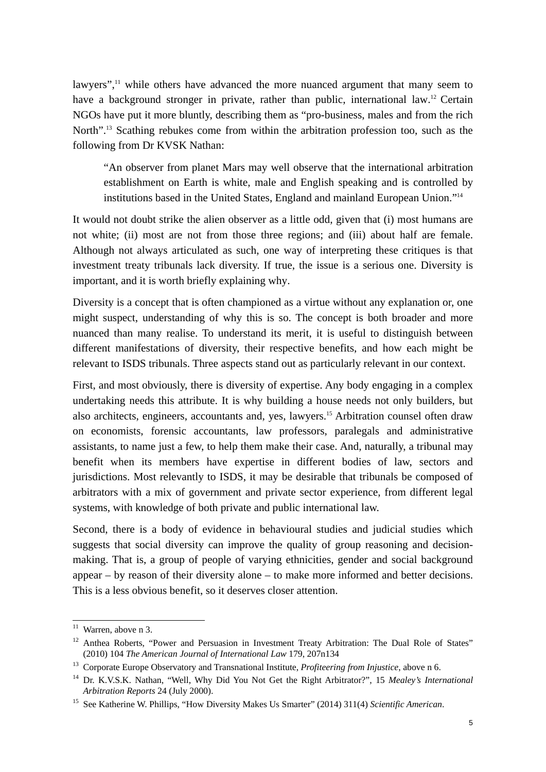lawyers",[11] while others have advanced the more nuanced argument that many seem to have a background stronger in private, rather than public, international law.[12] Certain NGOs have put it more bluntly, describing them as "pro-business, males and from the rich North".[13] Scathing rebukes come from within the arbitration profession too, such as the following from Dr KVSK Nathan:

> "An observer from planet Mars may well observe that the international arbitration establishment on Earth is white, male and English speaking and is controlled by institutions based in the United States, England and mainland European Union."[14]

It would not doubt strike the alien observer as a little odd, given that (i) most humans are not white; (ii) most are not from those three regions; and (iii) about half are female. Although not always articulated as such, one way of interpreting these critiques is that investment treaty tribunals lack diversity. If true, the issue is a serious one. Diversity is important, and it is worth briefly explaining why.

Diversity is a concept that is often championed as a virtue without any explanation or, one might suspect, understanding of why this is so. The concept is both broader and more nuanced than many realise. To understand its merit, it is useful to distinguish between different manifestations of diversity, their respective benefits, and how each might be relevant to ISDS tribunals. Three aspects stand out as particularly relevant in our context.

First, and most obviously, there is diversity of expertise. Any body engaging in a complex undertaking needs this attribute. It is why building a house needs not only builders, but also architects, engineers, accountants and, yes, lawyers.[15] Arbitration counsel often draw on economists, forensic accountants, law professors, paralegals and administrative assistants, to name just a few, to help them make their case. And, naturally, a tribunal may benefit when its members have expertise in different bodies of law, sectors and jurisdictions. Most relevantly to ISDS, it may be desirable that tribunals be composed of arbitrators with a mix of government and private sector experience, from different legal systems, with knowledge of both private and public international law.

Second, there is a body of evidence in behavioural studies and judicial studies which suggests that social diversity can improve the quality of group reasoning and decision-making. That is, a group of people of varying ethnicities, gender and social background appear – by reason of their diversity alone – to make more informed and better decisions. This is a less obvious benefit, so it deserves closer attention.

---

[11] Warren, above n 3.

[12] Anthea Roberts, "Power and Persuasion in Investment Treaty Arbitration: The Dual Role of States" (2010) 104 *The American Journal of International Law* 179, 207n134

[13] Corporate Europe Observatory and Transnational Institute, *Profiteering from Injustice*, above n 6.

[14] Dr. K.V.S.K. Nathan, "Well, Why Did You Not Get the Right Arbitrator?", 15 *Mealey's International Arbitration Reports* 24 (July 2000).

[15] See Katherine W. Phillips, "How Diversity Makes Us Smarter" (2014) 311(4) *Scientific American*.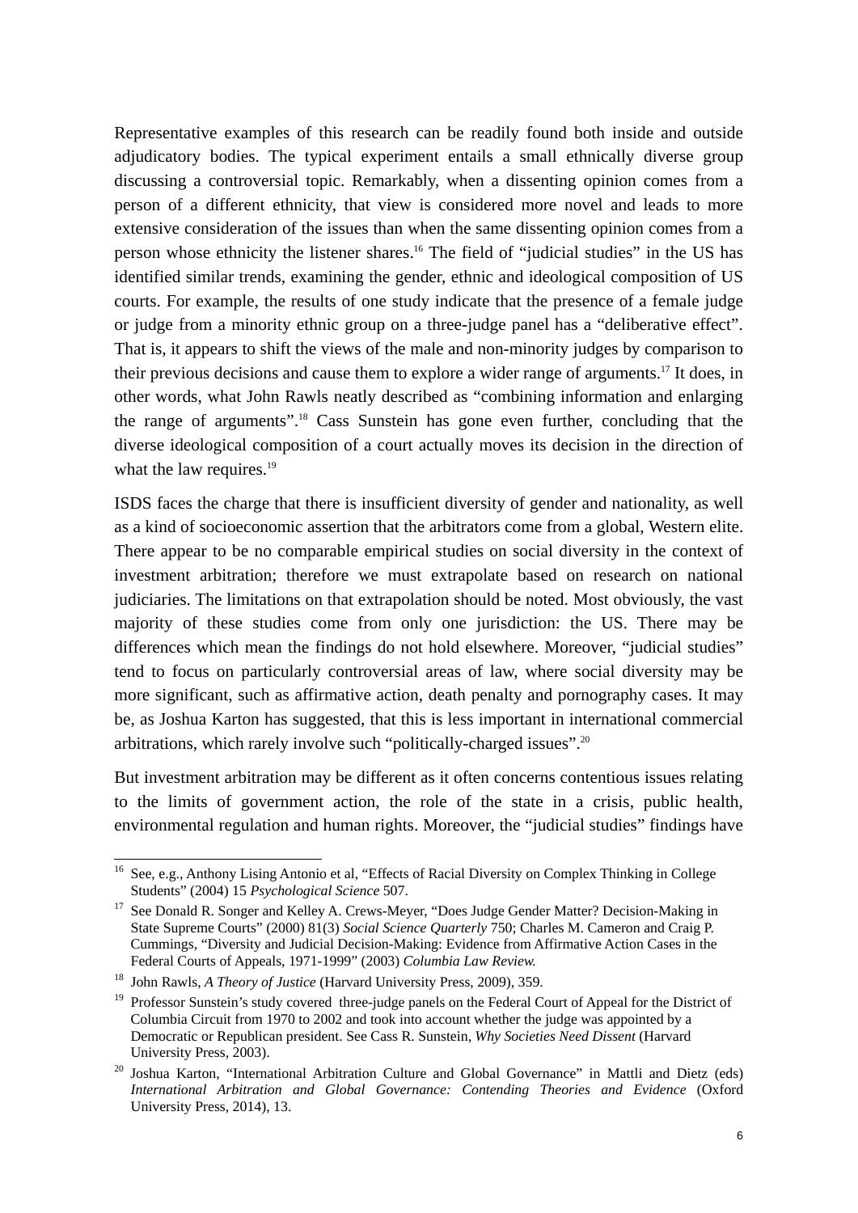Representative examples of this research can be readily found both inside and outside adjudicatory bodies. The typical experiment entails a small ethnically diverse group discussing a controversial topic. Remarkably, when a dissenting opinion comes from a person of a different ethnicity, that view is considered more novel and leads to more extensive consideration of the issues than when the same dissenting opinion comes from a person whose ethnicity the listener shares.[16] The field of "judicial studies" in the US has identified similar trends, examining the gender, ethnic and ideological composition of US courts. For example, the results of one study indicate that the presence of a female judge or judge from a minority ethnic group on a three-judge panel has a "deliberative effect". That is, it appears to shift the views of the male and non-minority judges by comparison to their previous decisions and cause them to explore a wider range of arguments.[17] It does, in other words, what John Rawls neatly described as "combining information and enlarging the range of arguments".[18] Cass Sunstein has gone even further, concluding that the diverse ideological composition of a court actually moves its decision in the direction of what the law requires.[19]

ISDS faces the charge that there is insufficient diversity of gender and nationality, as well as a kind of socioeconomic assertion that the arbitrators come from a global, Western elite. There appear to be no comparable empirical studies on social diversity in the context of investment arbitration; therefore we must extrapolate based on research on national judiciaries. The limitations on that extrapolation should be noted. Most obviously, the vast majority of these studies come from only one jurisdiction: the US. There may be differences which mean the findings do not hold elsewhere. Moreover, "judicial studies" tend to focus on particularly controversial areas of law, where social diversity may be more significant, such as affirmative action, death penalty and pornography cases. It may be, as Joshua Karton has suggested, that this is less important in international commercial arbitrations, which rarely involve such "politically-charged issues".[20]

But investment arbitration may be different as it often concerns contentious issues relating to the limits of government action, the role of the state in a crisis, public health, environmental regulation and human rights. Moreover, the "judicial studies" findings have

---

[16] See, e.g., Anthony Lising Antonio et al, "Effects of Racial Diversity on Complex Thinking in College Students" (2004) 15 *Psychological Science* 507.

[17] See Donald R. Songer and Kelley A. Crews-Meyer, "Does Judge Gender Matter? Decision-Making in State Supreme Courts" (2000) 81(3) *Social Science Quarterly* 750; Charles M. Cameron and Craig P. Cummings, "Diversity and Judicial Decision-Making: Evidence from Affirmative Action Cases in the Federal Courts of Appeals, 1971-1999" (2003) *Columbia Law Review.*

[18] John Rawls, *A Theory of Justice* (Harvard University Press, 2009), 359.

[19] Professor Sunstein's study covered three-judge panels on the Federal Court of Appeal for the District of Columbia Circuit from 1970 to 2002 and took into account whether the judge was appointed by a Democratic or Republican president. See Cass R. Sunstein, *Why Societies Need Dissent* (Harvard University Press, 2003).

[20] Joshua Karton, "International Arbitration Culture and Global Governance" in Mattli and Dietz (eds) *International Arbitration and Global Governance: Contending Theories and Evidence* (Oxford University Press, 2014), 13.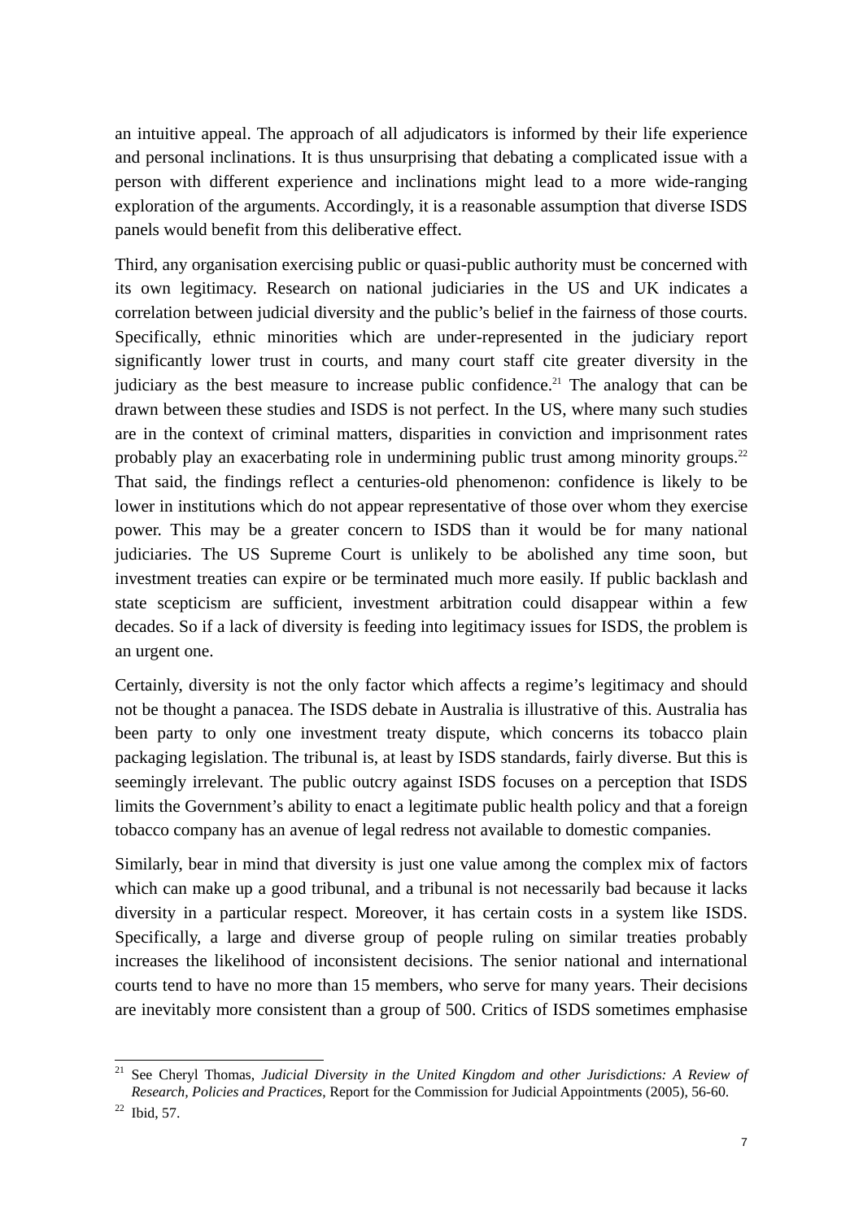an intuitive appeal. The approach of all adjudicators is informed by their life experience and personal inclinations. It is thus unsurprising that debating a complicated issue with a person with different experience and inclinations might lead to a more wide-ranging exploration of the arguments. Accordingly, it is a reasonable assumption that diverse ISDS panels would benefit from this deliberative effect.

Third, any organisation exercising public or quasi-public authority must be concerned with its own legitimacy. Research on national judiciaries in the US and UK indicates a correlation between judicial diversity and the public's belief in the fairness of those courts. Specifically, ethnic minorities which are under-represented in the judiciary report significantly lower trust in courts, and many court staff cite greater diversity in the judiciary as the best measure to increase public confidence.[21] The analogy that can be drawn between these studies and ISDS is not perfect. In the US, where many such studies are in the context of criminal matters, disparities in conviction and imprisonment rates probably play an exacerbating role in undermining public trust among minority groups.[22] That said, the findings reflect a centuries-old phenomenon: confidence is likely to be lower in institutions which do not appear representative of those over whom they exercise power. This may be a greater concern to ISDS than it would be for many national judiciaries. The US Supreme Court is unlikely to be abolished any time soon, but investment treaties can expire or be terminated much more easily. If public backlash and state scepticism are sufficient, investment arbitration could disappear within a few decades. So if a lack of diversity is feeding into legitimacy issues for ISDS, the problem is an urgent one.

Certainly, diversity is not the only factor which affects a regime's legitimacy and should not be thought a panacea. The ISDS debate in Australia is illustrative of this. Australia has been party to only one investment treaty dispute, which concerns its tobacco plain packaging legislation. The tribunal is, at least by ISDS standards, fairly diverse. But this is seemingly irrelevant. The public outcry against ISDS focuses on a perception that ISDS limits the Government's ability to enact a legitimate public health policy and that a foreign tobacco company has an avenue of legal redress not available to domestic companies.

Similarly, bear in mind that diversity is just one value among the complex mix of factors which can make up a good tribunal, and a tribunal is not necessarily bad because it lacks diversity in a particular respect. Moreover, it has certain costs in a system like ISDS. Specifically, a large and diverse group of people ruling on similar treaties probably increases the likelihood of inconsistent decisions. The senior national and international courts tend to have no more than 15 members, who serve for many years. Their decisions are inevitably more consistent than a group of 500. Critics of ISDS sometimes emphasise

---

[21] See Cheryl Thomas, *Judicial Diversity in the United Kingdom and other Jurisdictions: A Review of Research, Policies and Practices*, Report for the Commission for Judicial Appointments (2005), 56-60.

[22] Ibid, 57.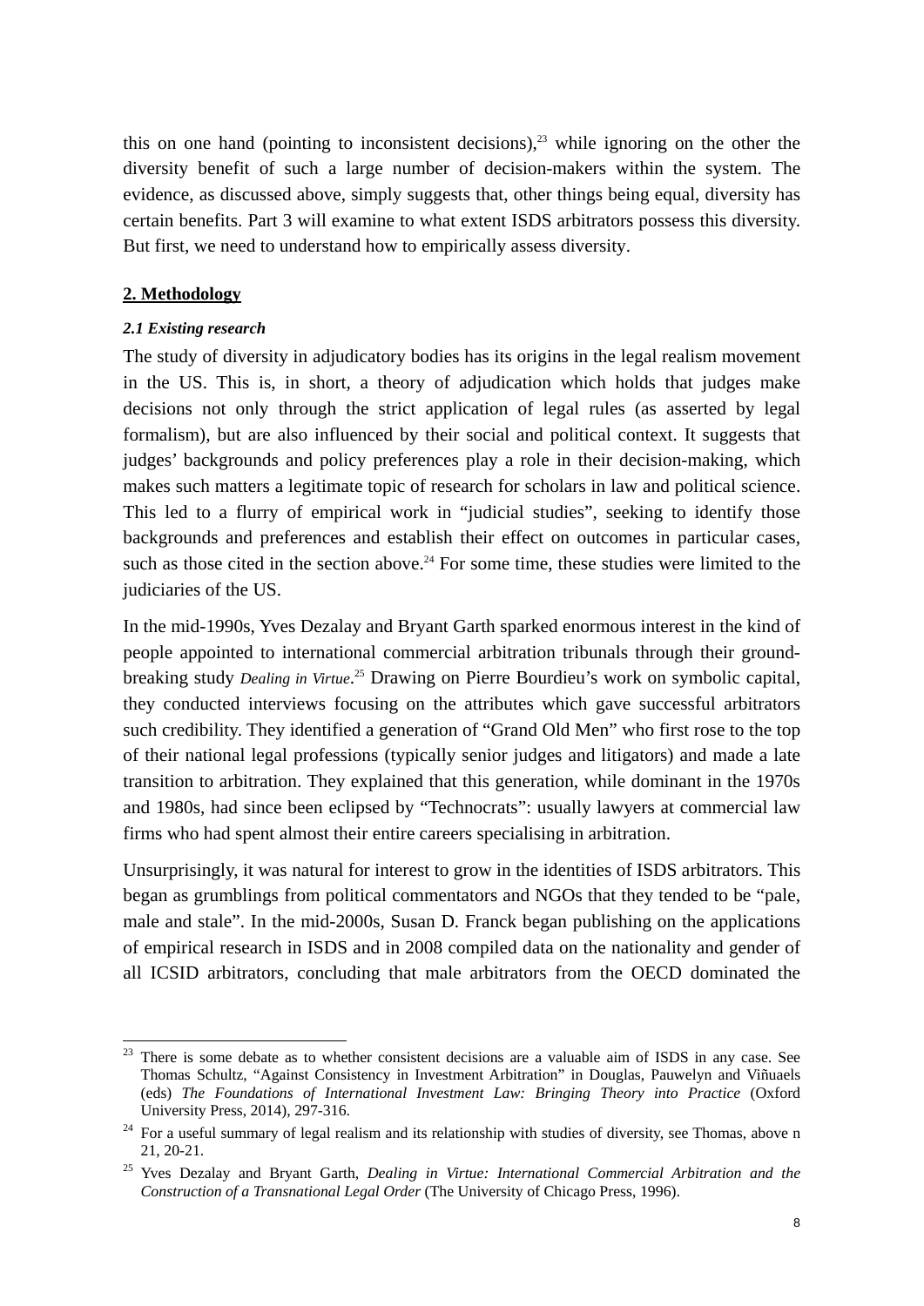this on one hand (pointing to inconsistent decisions),[23] while ignoring on the other the diversity benefit of such a large number of decision-makers within the system. The evidence, as discussed above, simply suggests that, other things being equal, diversity has certain benefits. Part 3 will examine to what extent ISDS arbitrators possess this diversity. But first, we need to understand how to empirically assess diversity.

## 2. Methodology

### *2.1 Existing research*

The study of diversity in adjudicatory bodies has its origins in the legal realism movement in the US. This is, in short, a theory of adjudication which holds that judges make decisions not only through the strict application of legal rules (as asserted by legal formalism), but are also influenced by their social and political context. It suggests that judges' backgrounds and policy preferences play a role in their decision-making, which makes such matters a legitimate topic of research for scholars in law and political science. This led to a flurry of empirical work in "judicial studies", seeking to identify those backgrounds and preferences and establish their effect on outcomes in particular cases, such as those cited in the section above.[24] For some time, these studies were limited to the judiciaries of the US.

In the mid-1990s, Yves Dezalay and Bryant Garth sparked enormous interest in the kind of people appointed to international commercial arbitration tribunals through their ground-breaking study *Dealing in Virtue*.[25] Drawing on Pierre Bourdieu's work on symbolic capital, they conducted interviews focusing on the attributes which gave successful arbitrators such credibility. They identified a generation of "Grand Old Men" who first rose to the top of their national legal professions (typically senior judges and litigators) and made a late transition to arbitration. They explained that this generation, while dominant in the 1970s and 1980s, had since been eclipsed by "Technocrats": usually lawyers at commercial law firms who had spent almost their entire careers specialising in arbitration.

Unsurprisingly, it was natural for interest to grow in the identities of ISDS arbitrators. This began as grumblings from political commentators and NGOs that they tended to be "pale, male and stale". In the mid-2000s, Susan D. Franck began publishing on the applications of empirical research in ISDS and in 2008 compiled data on the nationality and gender of all ICSID arbitrators, concluding that male arbitrators from the OECD dominated the

---

[23] There is some debate as to whether consistent decisions are a valuable aim of ISDS in any case. See Thomas Schultz, "Against Consistency in Investment Arbitration" in Douglas, Pauwelyn and Viñuaels (eds) *The Foundations of International Investment Law: Bringing Theory into Practice* (Oxford University Press, 2014), 297-316.

[24] For a useful summary of legal realism and its relationship with studies of diversity, see Thomas, above n 21, 20-21.

[25] Yves Dezalay and Bryant Garth, *Dealing in Virtue: International Commercial Arbitration and the Construction of a Transnational Legal Order* (The University of Chicago Press, 1996).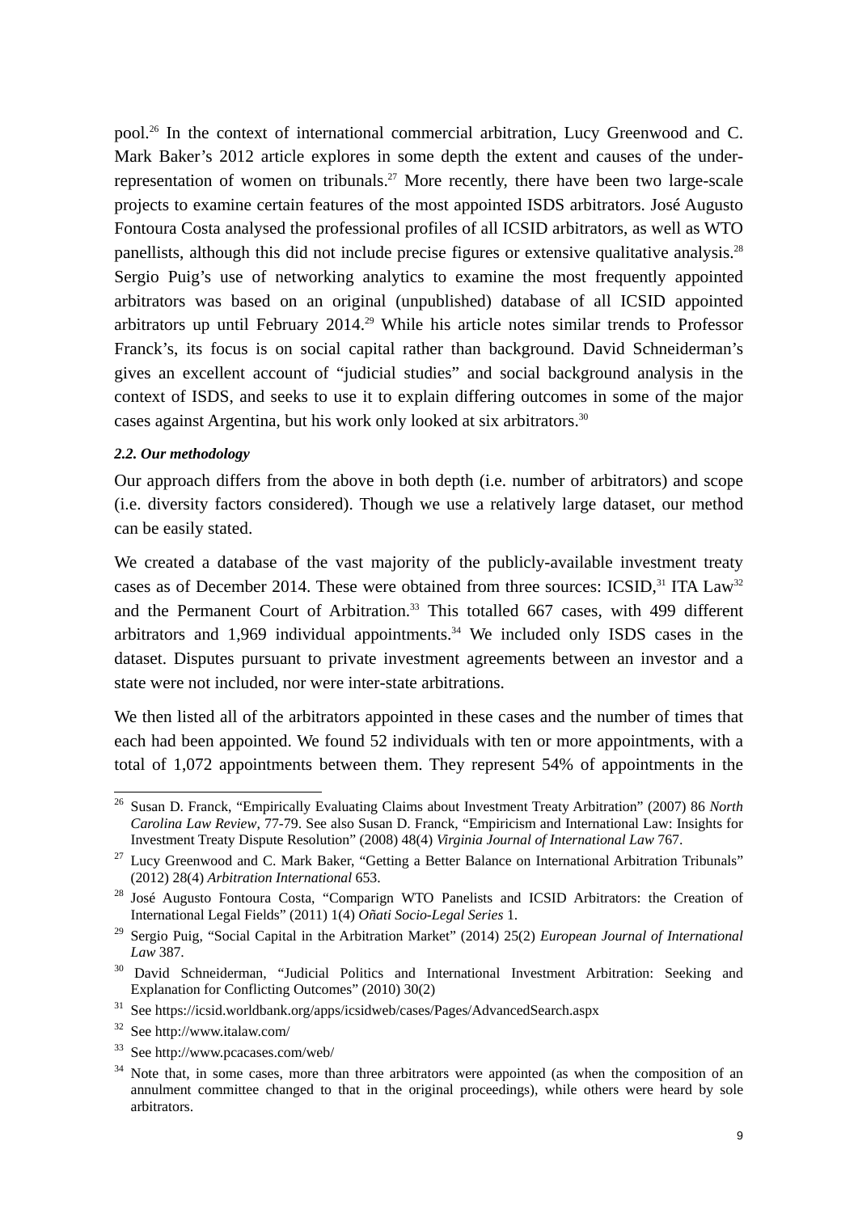pool.[26] In the context of international commercial arbitration, Lucy Greenwood and C. Mark Baker's 2012 article explores in some depth the extent and causes of the under-representation of women on tribunals.[27] More recently, there have been two large-scale projects to examine certain features of the most appointed ISDS arbitrators. José Augusto Fontoura Costa analysed the professional profiles of all ICSID arbitrators, as well as WTO panellists, although this did not include precise figures or extensive qualitative analysis.[28] Sergio Puig's use of networking analytics to examine the most frequently appointed arbitrators was based on an original (unpublished) database of all ICSID appointed arbitrators up until February 2014.[29] While his article notes similar trends to Professor Franck's, its focus is on social capital rather than background. David Schneiderman's gives an excellent account of "judicial studies" and social background analysis in the context of ISDS, and seeks to use it to explain differing outcomes in some of the major cases against Argentina, but his work only looked at six arbitrators.[30]

#### *2.2. Our methodology*

Our approach differs from the above in both depth (i.e. number of arbitrators) and scope (i.e. diversity factors considered). Though we use a relatively large dataset, our method can be easily stated.

We created a database of the vast majority of the publicly-available investment treaty cases as of December 2014. These were obtained from three sources: ICSID,[31] ITA Law[32] and the Permanent Court of Arbitration.[33] This totalled 667 cases, with 499 different arbitrators and 1,969 individual appointments.[34] We included only ISDS cases in the dataset. Disputes pursuant to private investment agreements between an investor and a state were not included, nor were inter-state arbitrations.

We then listed all of the arbitrators appointed in these cases and the number of times that each had been appointed. We found 52 individuals with ten or more appointments, with a total of 1,072 appointments between them. They represent 54% of appointments in the

---

[26] Susan D. Franck, "Empirically Evaluating Claims about Investment Treaty Arbitration" (2007) 86 *North Carolina Law Review*, 77-79. See also Susan D. Franck, "Empiricism and International Law: Insights for Investment Treaty Dispute Resolution" (2008) 48(4) *Virginia Journal of International Law* 767.

[27] Lucy Greenwood and C. Mark Baker, "Getting a Better Balance on International Arbitration Tribunals" (2012) 28(4) *Arbitration International* 653.

[28] José Augusto Fontoura Costa, "Comparign WTO Panelists and ICSID Arbitrators: the Creation of International Legal Fields" (2011) 1(4) *Oñati Socio-Legal Series* 1.

[29] Sergio Puig, "Social Capital in the Arbitration Market" (2014) 25(2) *European Journal of International Law* 387.

[30] David Schneiderman, "Judicial Politics and International Investment Arbitration: Seeking and Explanation for Conflicting Outcomes" (2010) 30(2)

[31] See https://icsid.worldbank.org/apps/icsidweb/cases/Pages/AdvancedSearch.aspx

[32] See http://www.italaw.com/

[33] See http://www.pcacases.com/web/

[34] Note that, in some cases, more than three arbitrators were appointed (as when the composition of an annulment committee changed to that in the original proceedings), while others were heard by sole arbitrators.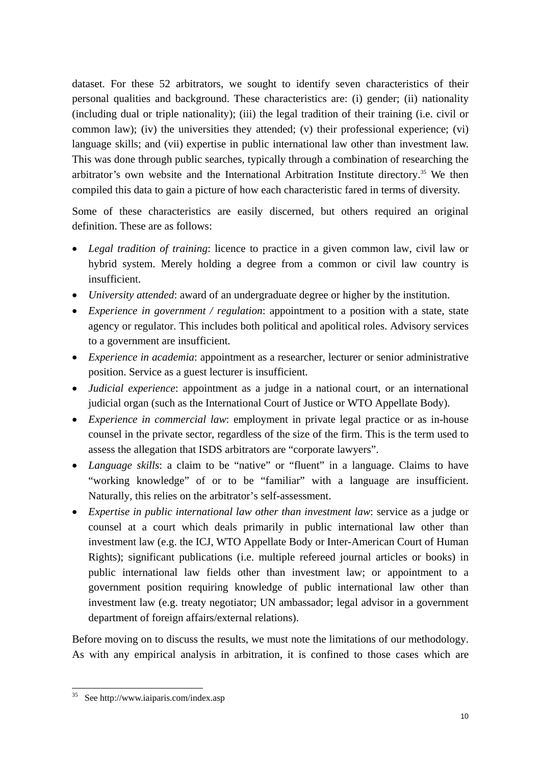dataset. For these 52 arbitrators, we sought to identify seven characteristics of their personal qualities and background. These characteristics are: (i) gender; (ii) nationality (including dual or triple nationality); (iii) the legal tradition of their training (i.e. civil or common law); (iv) the universities they attended; (v) their professional experience; (vi) language skills; and (vii) expertise in public international law other than investment law. This was done through public searches, typically through a combination of researching the arbitrator's own website and the International Arbitration Institute directory.[35] We then compiled this data to gain a picture of how each characteristic fared in terms of diversity.

Some of these characteristics are easily discerned, but others required an original definition. These are as follows:

- *Legal tradition of training*: licence to practice in a given common law, civil law or hybrid system. Merely holding a degree from a common or civil law country is insufficient.
- *University attended*: award of an undergraduate degree or higher by the institution.
- *Experience in government / regulation*: appointment to a position with a state, state agency or regulator. This includes both political and apolitical roles. Advisory services to a government are insufficient.
- *Experience in academia*: appointment as a researcher, lecturer or senior administrative position. Service as a guest lecturer is insufficient.
- *Judicial experience*: appointment as a judge in a national court, or an international judicial organ (such as the International Court of Justice or WTO Appellate Body).
- *Experience in commercial law*: employment in private legal practice or as in-house counsel in the private sector, regardless of the size of the firm. This is the term used to assess the allegation that ISDS arbitrators are "corporate lawyers".
- *Language skills*: a claim to be "native" or "fluent" in a language. Claims to have "working knowledge" of or to be "familiar" with a language are insufficient. Naturally, this relies on the arbitrator's self-assessment.
- *Expertise in public international law other than investment law*: service as a judge or counsel at a court which deals primarily in public international law other than investment law (e.g. the ICJ, WTO Appellate Body or Inter-American Court of Human Rights); significant publications (i.e. multiple refereed journal articles or books) in public international law fields other than investment law; or appointment to a government position requiring knowledge of public international law other than investment law (e.g. treaty negotiator; UN ambassador; legal advisor in a government department of foreign affairs/external relations).

Before moving on to discuss the results, we must note the limitations of our methodology. As with any empirical analysis in arbitration, it is confined to those cases which are

---

[35] See http://www.iaiparis.com/index.asp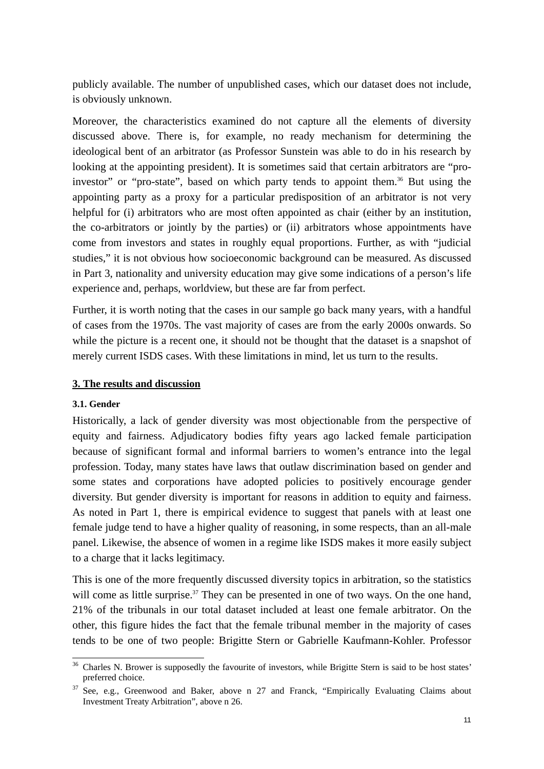publicly available. The number of unpublished cases, which our dataset does not include, is obviously unknown.

Moreover, the characteristics examined do not capture all the elements of diversity discussed above. There is, for example, no ready mechanism for determining the ideological bent of an arbitrator (as Professor Sunstein was able to do in his research by looking at the appointing president). It is sometimes said that certain arbitrators are "pro-investor" or "pro-state", based on which party tends to appoint them.[36] But using the appointing party as a proxy for a particular predisposition of an arbitrator is not very helpful for (i) arbitrators who are most often appointed as chair (either by an institution, the co-arbitrators or jointly by the parties) or (ii) arbitrators whose appointments have come from investors and states in roughly equal proportions. Further, as with "judicial studies," it is not obvious how socioeconomic background can be measured. As discussed in Part 3, nationality and university education may give some indications of a person's life experience and, perhaps, worldview, but these are far from perfect.

Further, it is worth noting that the cases in our sample go back many years, with a handful of cases from the 1970s. The vast majority of cases are from the early 2000s onwards. So while the picture is a recent one, it should not be thought that the dataset is a snapshot of merely current ISDS cases. With these limitations in mind, let us turn to the results.

## 3. The results and discussion

### 3.1. Gender

Historically, a lack of gender diversity was most objectionable from the perspective of equity and fairness. Adjudicatory bodies fifty years ago lacked female participation because of significant formal and informal barriers to women's entrance into the legal profession. Today, many states have laws that outlaw discrimination based on gender and some states and corporations have adopted policies to positively encourage gender diversity. But gender diversity is important for reasons in addition to equity and fairness. As noted in Part 1, there is empirical evidence to suggest that panels with at least one female judge tend to have a higher quality of reasoning, in some respects, than an all-male panel. Likewise, the absence of women in a regime like ISDS makes it more easily subject to a charge that it lacks legitimacy.

This is one of the more frequently discussed diversity topics in arbitration, so the statistics will come as little surprise.[37] They can be presented in one of two ways. On the one hand, 21% of the tribunals in our total dataset included at least one female arbitrator. On the other, this figure hides the fact that the female tribunal member in the majority of cases tends to be one of two people: Brigitte Stern or Gabrielle Kaufmann-Kohler. Professor

[36] Charles N. Brower is supposedly the favourite of investors, while Brigitte Stern is said to be host states' preferred choice.

[37] See, e.g., Greenwood and Baker, above n 27 and Franck, "Empirically Evaluating Claims about Investment Treaty Arbitration", above n 26.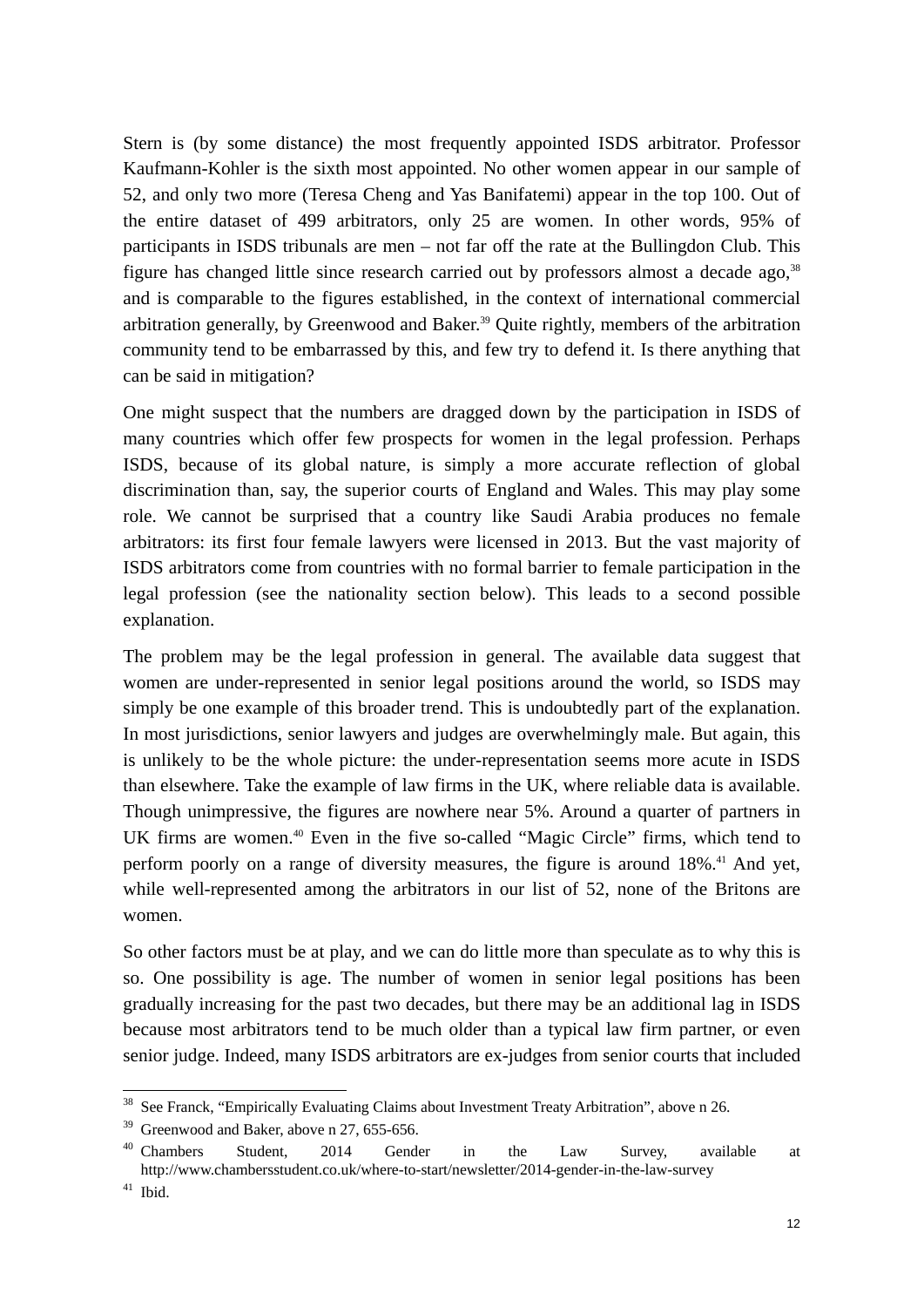Stern is (by some distance) the most frequently appointed ISDS arbitrator. Professor Kaufmann-Kohler is the sixth most appointed. No other women appear in our sample of 52, and only two more (Teresa Cheng and Yas Banifatemi) appear in the top 100. Out of the entire dataset of 499 arbitrators, only 25 are women. In other words, 95% of participants in ISDS tribunals are men – not far off the rate at the Bullingdon Club. This figure has changed little since research carried out by professors almost a decade ago,[38] and is comparable to the figures established, in the context of international commercial arbitration generally, by Greenwood and Baker.[39] Quite rightly, members of the arbitration community tend to be embarrassed by this, and few try to defend it. Is there anything that can be said in mitigation?

One might suspect that the numbers are dragged down by the participation in ISDS of many countries which offer few prospects for women in the legal profession. Perhaps ISDS, because of its global nature, is simply a more accurate reflection of global discrimination than, say, the superior courts of England and Wales. This may play some role. We cannot be surprised that a country like Saudi Arabia produces no female arbitrators: its first four female lawyers were licensed in 2013. But the vast majority of ISDS arbitrators come from countries with no formal barrier to female participation in the legal profession (see the nationality section below). This leads to a second possible explanation.

The problem may be the legal profession in general. The available data suggest that women are under-represented in senior legal positions around the world, so ISDS may simply be one example of this broader trend. This is undoubtedly part of the explanation. In most jurisdictions, senior lawyers and judges are overwhelmingly male. But again, this is unlikely to be the whole picture: the under-representation seems more acute in ISDS than elsewhere. Take the example of law firms in the UK, where reliable data is available. Though unimpressive, the figures are nowhere near 5%. Around a quarter of partners in UK firms are women.[40] Even in the five so-called "Magic Circle" firms, which tend to perform poorly on a range of diversity measures, the figure is around 18%.[41] And yet, while well-represented among the arbitrators in our list of 52, none of the Britons are women.

So other factors must be at play, and we can do little more than speculate as to why this is so. One possibility is age. The number of women in senior legal positions has been gradually increasing for the past two decades, but there may be an additional lag in ISDS because most arbitrators tend to be much older than a typical law firm partner, or even senior judge. Indeed, many ISDS arbitrators are ex-judges from senior courts that included

---

[38] See Franck, "Empirically Evaluating Claims about Investment Treaty Arbitration", above n 26.

[39] Greenwood and Baker, above n 27, 655-656.

[40] Chambers Student, 2014 Gender in the Law Survey, available at http://www.chambersstudent.co.uk/where-to-start/newsletter/2014-gender-in-the-law-survey

[41] Ibid.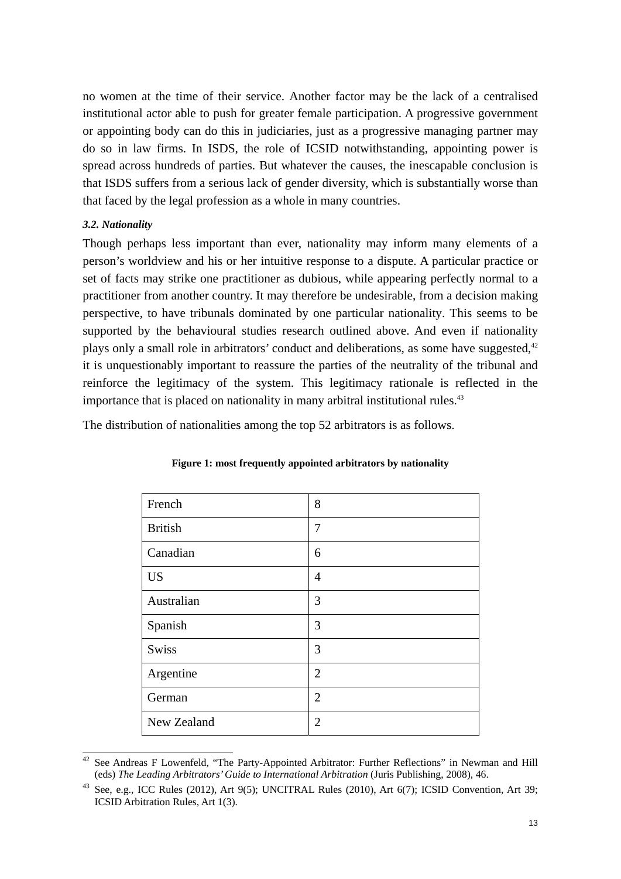no women at the time of their service. Another factor may be the lack of a centralised institutional actor able to push for greater female participation. A progressive government or appointing body can do this in judiciaries, just as a progressive managing partner may do so in law firms. In ISDS, the role of ICSID notwithstanding, appointing power is spread across hundreds of parties. But whatever the causes, the inescapable conclusion is that ISDS suffers from a serious lack of gender diversity, which is substantially worse than that faced by the legal profession as a whole in many countries.

### *3.2. Nationality*

Though perhaps less important than ever, nationality may inform many elements of a person's worldview and his or her intuitive response to a dispute. A particular practice or set of facts may strike one practitioner as dubious, while appearing perfectly normal to a practitioner from another country. It may therefore be undesirable, from a decision making perspective, to have tribunals dominated by one particular nationality. This seems to be supported by the behavioural studies research outlined above. And even if nationality plays only a small role in arbitrators' conduct and deliberations, as some have suggested,[42] it is unquestionably important to reassure the parties of the neutrality of the tribunal and reinforce the legitimacy of the system. This legitimacy rationale is reflected in the importance that is placed on nationality in many arbitral institutional rules.[43]

The distribution of nationalities among the top 52 arbitrators is as follows.

**Figure 1: most frequently appointed arbitrators by nationality**

| | |
|---|---|
| French | 8 |
| British | 7 |
| Canadian | 6 |
| US | 4 |
| Australian | 3 |
| Spanish | 3 |
| Swiss | 3 |
| Argentine | 2 |
| German | 2 |
| New Zealand | 2 |

[42] See Andreas F Lowenfeld, "The Party-Appointed Arbitrator: Further Reflections" in Newman and Hill (eds) *The Leading Arbitrators' Guide to International Arbitration* (Juris Publishing, 2008), 46.

[43] See, e.g., ICC Rules (2012), Art 9(5); UNCITRAL Rules (2010), Art 6(7); ICSID Convention, Art 39; ICSID Arbitration Rules, Art 1(3).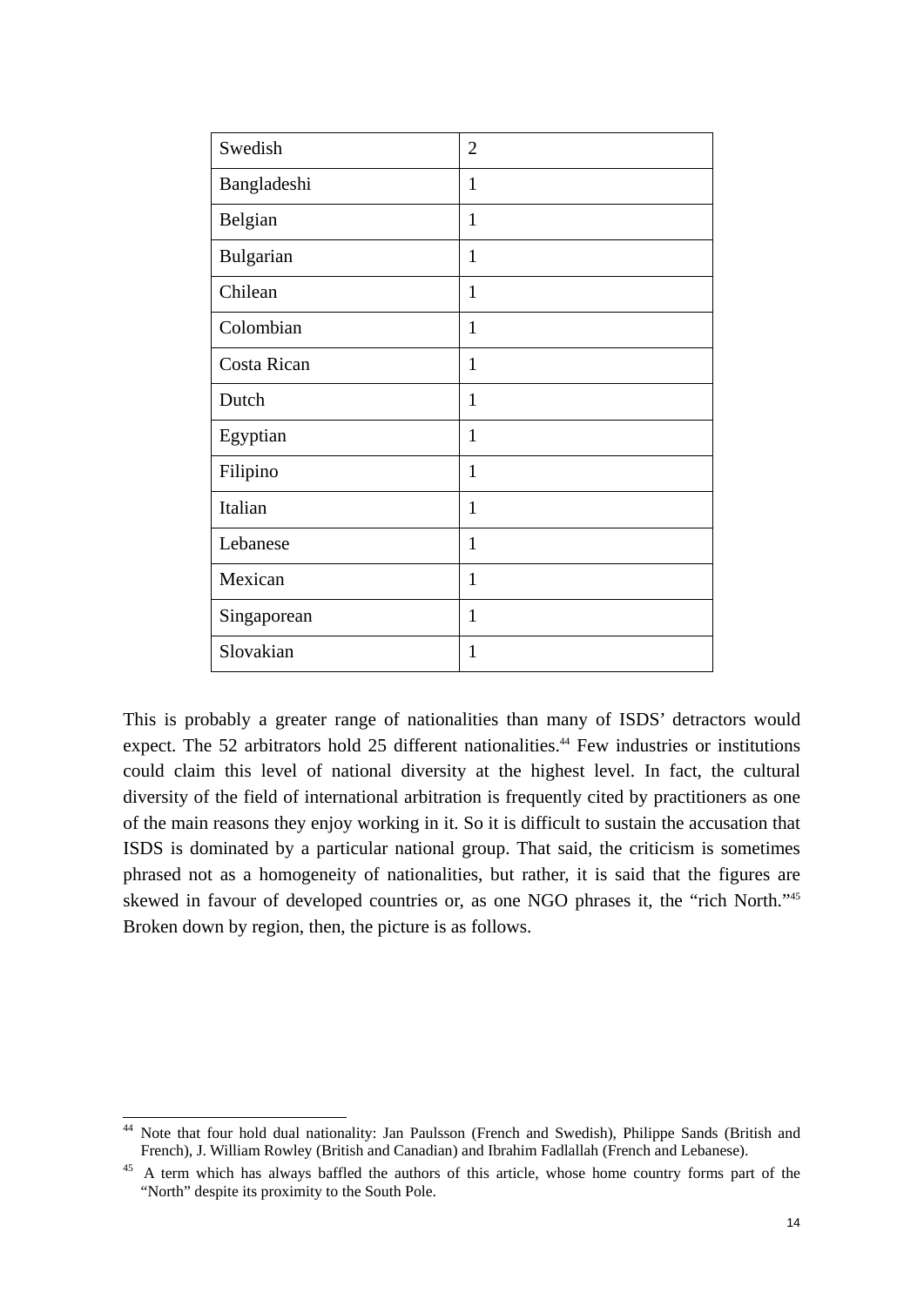| Swedish | 2 |
|---|---|
| Bangladeshi | 1 |
| Belgian | 1 |
| Bulgarian | 1 |
| Chilean | 1 |
| Colombian | 1 |
| Costa Rican | 1 |
| Dutch | 1 |
| Egyptian | 1 |
| Filipino | 1 |
| Italian | 1 |
| Lebanese | 1 |
| Mexican | 1 |
| Singaporean | 1 |
| Slovakian | 1 |

This is probably a greater range of nationalities than many of ISDS' detractors would expect. The 52 arbitrators hold 25 different nationalities.[44] Few industries or institutions could claim this level of national diversity at the highest level. In fact, the cultural diversity of the field of international arbitration is frequently cited by practitioners as one of the main reasons they enjoy working in it. So it is difficult to sustain the accusation that ISDS is dominated by a particular national group. That said, the criticism is sometimes phrased not as a homogeneity of nationalities, but rather, it is said that the figures are skewed in favour of developed countries or, as one NGO phrases it, the "rich North."[45] Broken down by region, then, the picture is as follows.

---

[44] Note that four hold dual nationality: Jan Paulsson (French and Swedish), Philippe Sands (British and French), J. William Rowley (British and Canadian) and Ibrahim Fadlallah (French and Lebanese).

[45] A term which has always baffled the authors of this article, whose home country forms part of the "North" despite its proximity to the South Pole.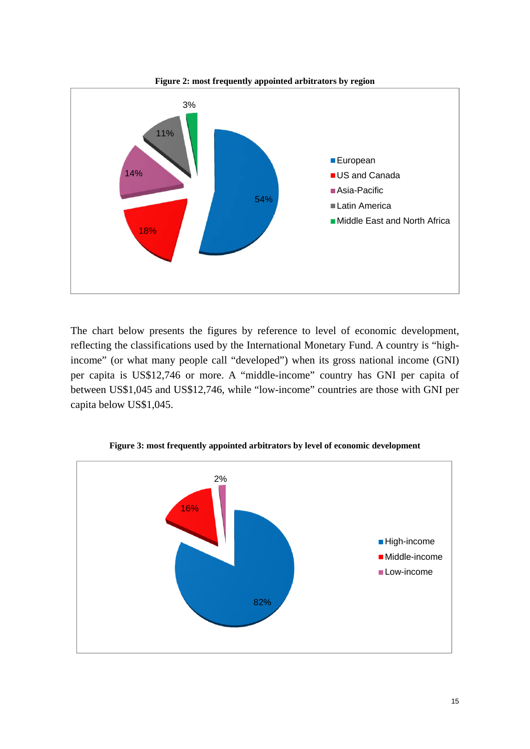**Figure 2: most frequently appointed arbitrators by region**

| Region | Share |
|---|---|
| European | 54% |
| US and Canada | 18% |
| Asia-Pacific | 14% |
| Latin America | 11% |
| Middle East and North Africa | 3% |

The chart below presents the figures by reference to level of economic development, reflecting the classifications used by the International Monetary Fund. A country is “high-income” (or what many people call “developed”) when its gross national income (GNI) per capita is US$12,746 or more. A “middle-income” country has GNI per capita of between US$1,045 and US$12,746, while “low-income” countries are those with GNI per capita below US$1,045.

**Figure 3: most frequently appointed arbitrators by level of economic development**

| Level of economic development | Share |
|---|---|
| High-income | 82% |
| Middle-income | 16% |
| Low-income | 2% |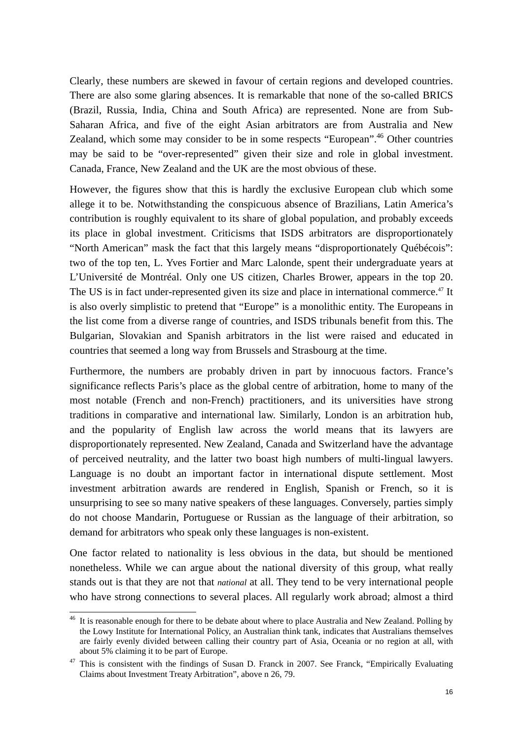Clearly, these numbers are skewed in favour of certain regions and developed countries. There are also some glaring absences. It is remarkable that none of the so-called BRICS (Brazil, Russia, India, China and South Africa) are represented. None are from Sub-Saharan Africa, and five of the eight Asian arbitrators are from Australia and New Zealand, which some may consider to be in some respects "European".[46] Other countries may be said to be "over-represented" given their size and role in global investment. Canada, France, New Zealand and the UK are the most obvious of these.

However, the figures show that this is hardly the exclusive European club which some allege it to be. Notwithstanding the conspicuous absence of Brazilians, Latin America's contribution is roughly equivalent to its share of global population, and probably exceeds its place in global investment. Criticisms that ISDS arbitrators are disproportionately "North American" mask the fact that this largely means "disproportionately Québécois": two of the top ten, L. Yves Fortier and Marc Lalonde, spent their undergraduate years at L'Université de Montréal. Only one US citizen, Charles Brower, appears in the top 20. The US is in fact under-represented given its size and place in international commerce.[47] It is also overly simplistic to pretend that "Europe" is a monolithic entity. The Europeans in the list come from a diverse range of countries, and ISDS tribunals benefit from this. The Bulgarian, Slovakian and Spanish arbitrators in the list were raised and educated in countries that seemed a long way from Brussels and Strasbourg at the time.

Furthermore, the numbers are probably driven in part by innocuous factors. France's significance reflects Paris's place as the global centre of arbitration, home to many of the most notable (French and non-French) practitioners, and its universities have strong traditions in comparative and international law. Similarly, London is an arbitration hub, and the popularity of English law across the world means that its lawyers are disproportionately represented. New Zealand, Canada and Switzerland have the advantage of perceived neutrality, and the latter two boast high numbers of multi-lingual lawyers. Language is no doubt an important factor in international dispute settlement. Most investment arbitration awards are rendered in English, Spanish or French, so it is unsurprising to see so many native speakers of these languages. Conversely, parties simply do not choose Mandarin, Portuguese or Russian as the language of their arbitration, so demand for arbitrators who speak only these languages is non-existent.

One factor related to nationality is less obvious in the data, but should be mentioned nonetheless. While we can argue about the national diversity of this group, what really stands out is that they are not that *national* at all. They tend to be very international people who have strong connections to several places. All regularly work abroad; almost a third

---

[46] It is reasonable enough for there to be debate about where to place Australia and New Zealand. Polling by the Lowy Institute for International Policy, an Australian think tank, indicates that Australians themselves are fairly evenly divided between calling their country part of Asia, Oceania or no region at all, with about 5% claiming it to be part of Europe.

[47] This is consistent with the findings of Susan D. Franck in 2007. See Franck, "Empirically Evaluating Claims about Investment Treaty Arbitration", above n 26, 79.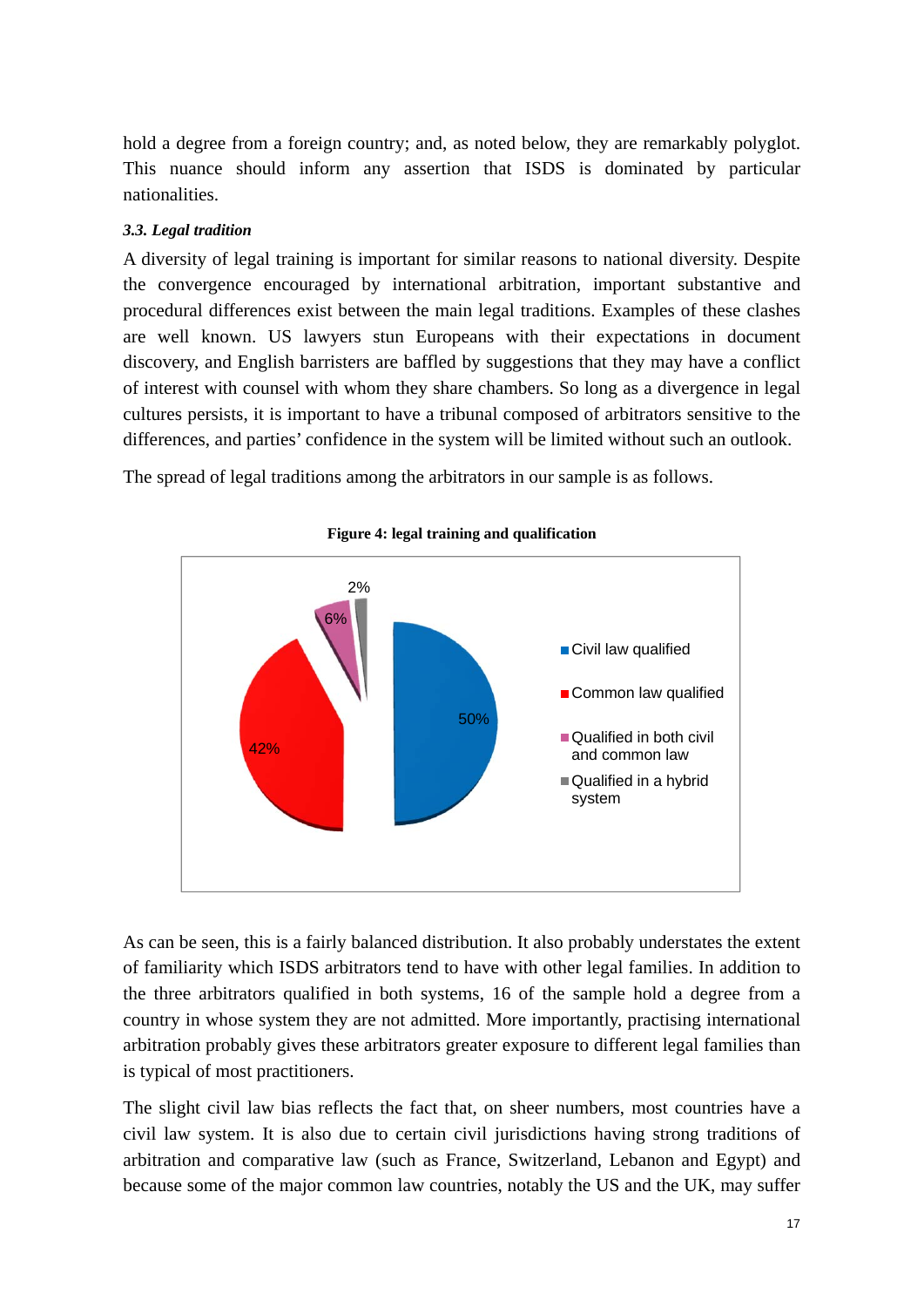hold a degree from a foreign country; and, as noted below, they are remarkably polyglot. This nuance should inform any assertion that ISDS is dominated by particular nationalities.

### *3.3. Legal tradition*

A diversity of legal training is important for similar reasons to national diversity. Despite the convergence encouraged by international arbitration, important substantive and procedural differences exist between the main legal traditions. Examples of these clashes are well known. US lawyers stun Europeans with their expectations in document discovery, and English barristers are baffled by suggestions that they may have a conflict of interest with counsel with whom they share chambers. So long as a divergence in legal cultures persists, it is important to have a tribunal composed of arbitrators sensitive to the differences, and parties' confidence in the system will be limited without such an outlook.

The spread of legal traditions among the arbitrators in our sample is as follows.

**Figure 4: legal training and qualification**

| Category | Share |
|---|---|
| Civil law qualified | 50% |
| Common law qualified | 42% |
| Qualified in both civil and common law | 6% |
| Qualified in a hybrid system | 2% |

As can be seen, this is a fairly balanced distribution. It also probably understates the extent of familiarity which ISDS arbitrators tend to have with other legal families. In addition to the three arbitrators qualified in both systems, 16 of the sample hold a degree from a country in whose system they are not admitted. More importantly, practising international arbitration probably gives these arbitrators greater exposure to different legal families than is typical of most practitioners.

The slight civil law bias reflects the fact that, on sheer numbers, most countries have a civil law system. It is also due to certain civil jurisdictions having strong traditions of arbitration and comparative law (such as France, Switzerland, Lebanon and Egypt) and because some of the major common law countries, notably the US and the UK, may suffer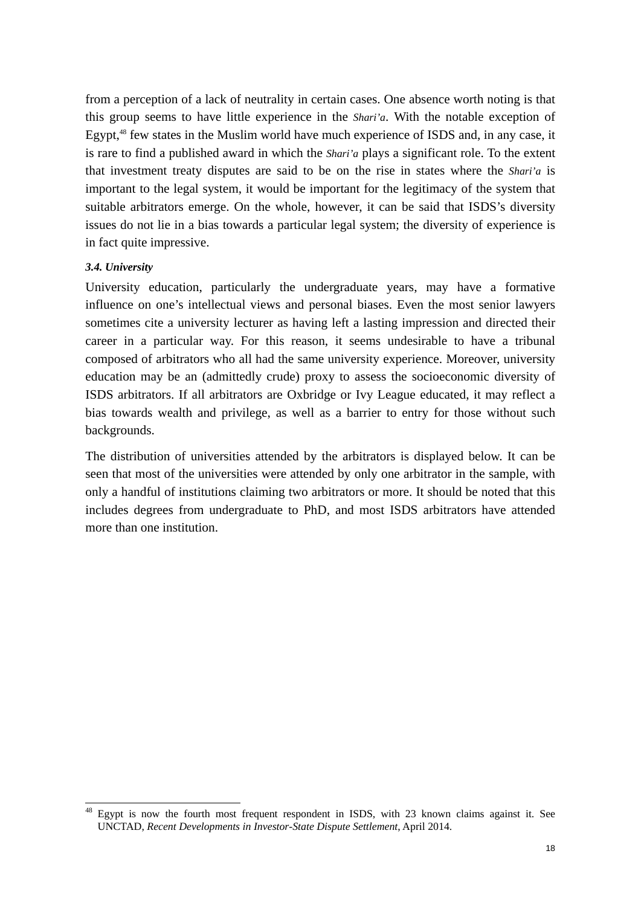from a perception of a lack of neutrality in certain cases. One absence worth noting is that this group seems to have little experience in the *Shari'a*. With the notable exception of Egypt,[48] few states in the Muslim world have much experience of ISDS and, in any case, it is rare to find a published award in which the *Shari'a* plays a significant role. To the extent that investment treaty disputes are said to be on the rise in states where the *Shari'a* is important to the legal system, it would be important for the legitimacy of the system that suitable arbitrators emerge. On the whole, however, it can be said that ISDS's diversity issues do not lie in a bias towards a particular legal system; the diversity of experience is in fact quite impressive.

### *3.4. University*

University education, particularly the undergraduate years, may have a formative influence on one's intellectual views and personal biases. Even the most senior lawyers sometimes cite a university lecturer as having left a lasting impression and directed their career in a particular way. For this reason, it seems undesirable to have a tribunal composed of arbitrators who all had the same university experience. Moreover, university education may be an (admittedly crude) proxy to assess the socioeconomic diversity of ISDS arbitrators. If all arbitrators are Oxbridge or Ivy League educated, it may reflect a bias towards wealth and privilege, as well as a barrier to entry for those without such backgrounds.

The distribution of universities attended by the arbitrators is displayed below. It can be seen that most of the universities were attended by only one arbitrator in the sample, with only a handful of institutions claiming two arbitrators or more. It should be noted that this includes degrees from undergraduate to PhD, and most ISDS arbitrators have attended more than one institution.

---

[48] Egypt is now the fourth most frequent respondent in ISDS, with 23 known claims against it. See UNCTAD, *Recent Developments in Investor-State Dispute Settlement*, April 2014.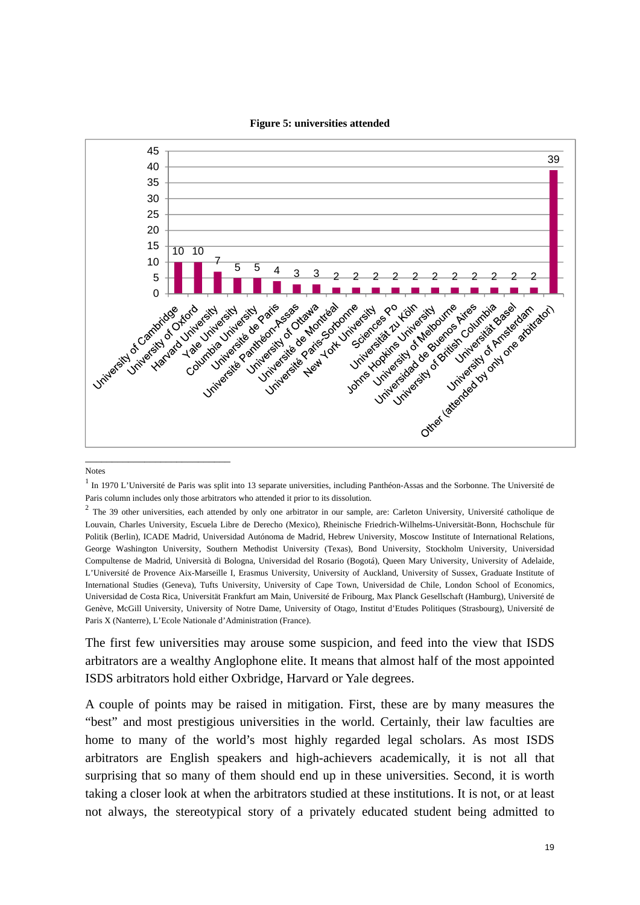**Figure 5: universities attended**

| University | Number |
|---|---|
| University of Cambridge | 10 |
| University of Oxford | 10 |
| Harvard University | 7 |
| Yale University | 5 |
| Columbia University | 5 |
| Université de Paris | 4 |
| Université Panthéon-Assas | 3 |
| University of Ottawa | 3 |
| Université de Montréal | 2 |
| Université Paris-Sorbonne | 2 |
| New York University | 2 |
| Sciences Po | 2 |
| Universität zu Köln | 2 |
| Johns Hopkins University | 2 |
| University of Melbourne | 2 |
| Universidad de Buenos Aires | 2 |
| University of British Columbia | 2 |
| Universität Basel | 2 |
| University of Amsterdam | 2 |
| Other (attended by only one arbitrator) | 39 |

Notes

[1] In 1970 L'Université de Paris was split into 13 separate universities, including Panthéon-Assas and the Sorbonne. The Université de Paris column includes only those arbitrators who attended it prior to its dissolution.

[2] The 39 other universities, each attended by only one arbitrator in our sample, are: Carleton University, Université catholique de Louvain, Charles University, Escuela Libre de Derecho (Mexico), Rheinische Friedrich-Wilhelms-Universität-Bonn, Hochschule für Politik (Berlin), ICADE Madrid, Universidad Autónoma de Madrid, Hebrew University, Moscow Institute of International Relations, George Washington University, Southern Methodist University (Texas), Bond University, Stockholm University, Universidad Compultense de Madrid, Università di Bologna, Universidad del Rosario (Bogotá), Queen Mary University, University of Adelaide, L'Université de Provence Aix-Marseille I, Erasmus University, University of Auckland, University of Sussex, Graduate Institute of International Studies (Geneva), Tufts University, University of Cape Town, Universidad de Chile, London School of Economics, Universidad de Costa Rica, Universität Frankfurt am Main, Université de Fribourg, Max Planck Gesellschaft (Hamburg), Université de Genève, McGill University, University of Notre Dame, University of Otago, Institut d'Etudes Politiques (Strasbourg), Université de Paris X (Nanterre), L'Ecole Nationale d'Administration (France).

The first few universities may arouse some suspicion, and feed into the view that ISDS arbitrators are a wealthy Anglophone elite. It means that almost half of the most appointed ISDS arbitrators hold either Oxbridge, Harvard or Yale degrees.

A couple of points may be raised in mitigation. First, these are by many measures the "best" and most prestigious universities in the world. Certainly, their law faculties are home to many of the world's most highly regarded legal scholars. As most ISDS arbitrators are English speakers and high-achievers academically, it is not all that surprising that so many of them should end up in these universities. Second, it is worth taking a closer look at when the arbitrators studied at these institutions. It is not, or at least not always, the stereotypical story of a privately educated student being admitted to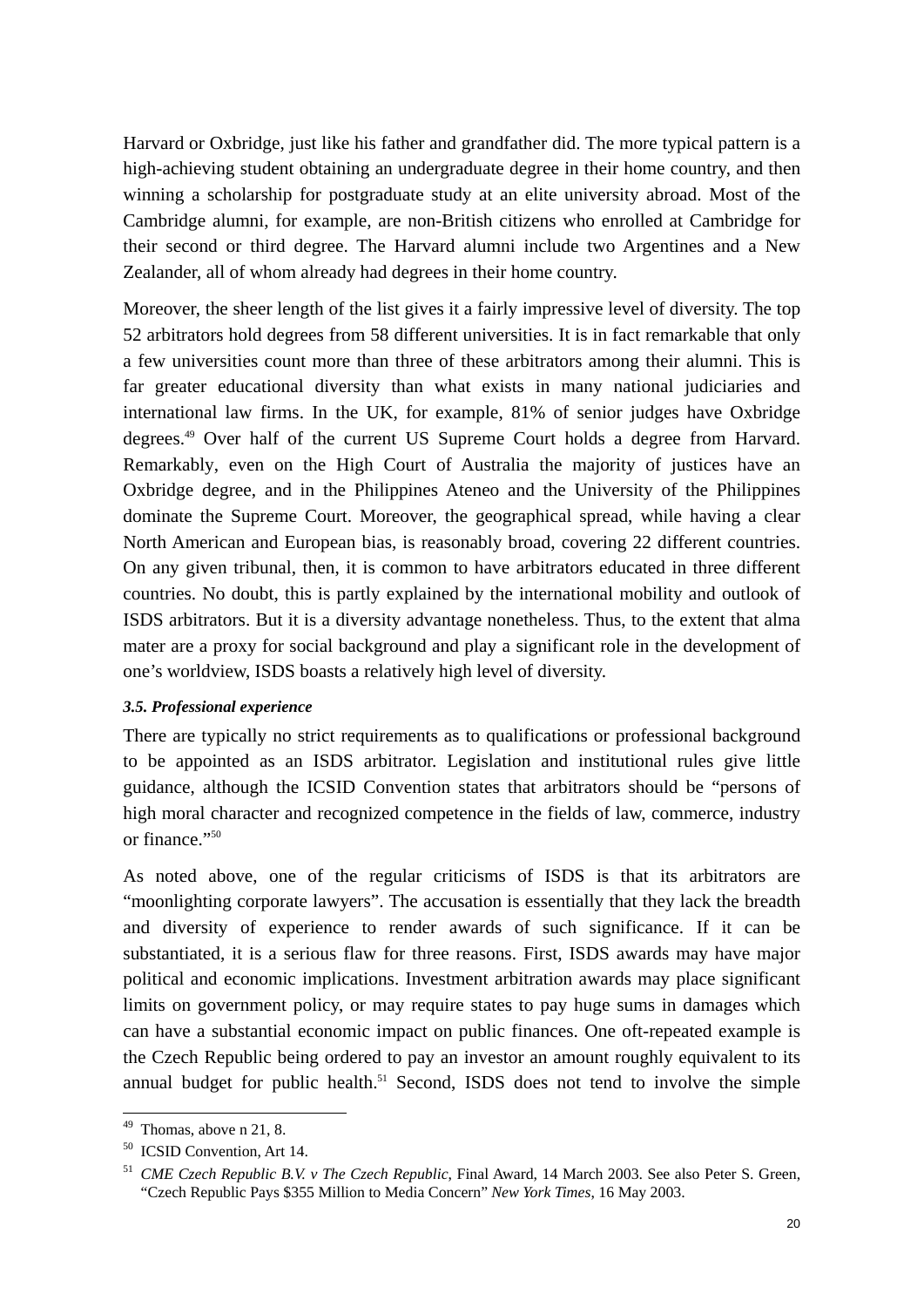Harvard or Oxbridge, just like his father and grandfather did. The more typical pattern is a high-achieving student obtaining an undergraduate degree in their home country, and then winning a scholarship for postgraduate study at an elite university abroad. Most of the Cambridge alumni, for example, are non-British citizens who enrolled at Cambridge for their second or third degree. The Harvard alumni include two Argentines and a New Zealander, all of whom already had degrees in their home country.

Moreover, the sheer length of the list gives it a fairly impressive level of diversity. The top 52 arbitrators hold degrees from 58 different universities. It is in fact remarkable that only a few universities count more than three of these arbitrators among their alumni. This is far greater educational diversity than what exists in many national judiciaries and international law firms. In the UK, for example, 81% of senior judges have Oxbridge degrees.[49] Over half of the current US Supreme Court holds a degree from Harvard. Remarkably, even on the High Court of Australia the majority of justices have an Oxbridge degree, and in the Philippines Ateneo and the University of the Philippines dominate the Supreme Court. Moreover, the geographical spread, while having a clear North American and European bias, is reasonably broad, covering 22 different countries. On any given tribunal, then, it is common to have arbitrators educated in three different countries. No doubt, this is partly explained by the international mobility and outlook of ISDS arbitrators. But it is a diversity advantage nonetheless. Thus, to the extent that alma mater are a proxy for social background and play a significant role in the development of one's worldview, ISDS boasts a relatively high level of diversity.

### *3.5. Professional experience*

There are typically no strict requirements as to qualifications or professional background to be appointed as an ISDS arbitrator. Legislation and institutional rules give little guidance, although the ICSID Convention states that arbitrators should be "persons of high moral character and recognized competence in the fields of law, commerce, industry or finance."[50]

As noted above, one of the regular criticisms of ISDS is that its arbitrators are "moonlighting corporate lawyers". The accusation is essentially that they lack the breadth and diversity of experience to render awards of such significance. If it can be substantiated, it is a serious flaw for three reasons. First, ISDS awards may have major political and economic implications. Investment arbitration awards may place significant limits on government policy, or may require states to pay huge sums in damages which can have a substantial economic impact on public finances. One oft-repeated example is the Czech Republic being ordered to pay an investor an amount roughly equivalent to its annual budget for public health.[51] Second, ISDS does not tend to involve the simple

---

[49] Thomas, above n 21, 8.

[50] ICSID Convention, Art 14.

[51] *CME Czech Republic B.V. v The Czech Republic*, Final Award, 14 March 2003. See also Peter S. Green, "Czech Republic Pays $355 Million to Media Concern" *New York Times*, 16 May 2003.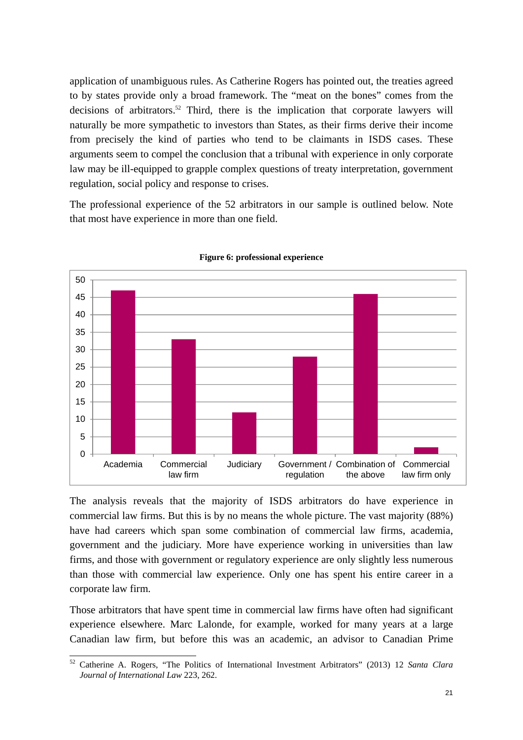application of unambiguous rules. As Catherine Rogers has pointed out, the treaties agreed to by states provide only a broad framework. The "meat on the bones" comes from the decisions of arbitrators.[52] Third, there is the implication that corporate lawyers will naturally be more sympathetic to investors than States, as their firms derive their income from precisely the kind of parties who tend to be claimants in ISDS cases. These arguments seem to compel the conclusion that a tribunal with experience in only corporate law may be ill-equipped to grapple complex questions of treaty interpretation, government regulation, social policy and response to crises.

The professional experience of the 52 arbitrators in our sample is outlined below. Note that most have experience in more than one field.

**Figure 6: professional experience**

| Category | Value |
|---|---|
| Academia | 47 |
| Commercial law firm | 33 |
| Judiciary | 12 |
| Government / regulation | 28 |
| Combination of the above | 46 |
| Commercial law firm only | 2 |

The analysis reveals that the majority of ISDS arbitrators do have experience in commercial law firms. But this is by no means the whole picture. The vast majority (88%) have had careers which span some combination of commercial law firms, academia, government and the judiciary. More have experience working in universities than law firms, and those with government or regulatory experience are only slightly less numerous than those with commercial law experience. Only one has spent his entire career in a corporate law firm.

Those arbitrators that have spent time in commercial law firms have often had significant experience elsewhere. Marc Lalonde, for example, worked for many years at a large Canadian law firm, but before this was an academic, an advisor to Canadian Prime

[52] Catherine A. Rogers, "The Politics of International Investment Arbitrators" (2013) 12 *Santa Clara Journal of International Law* 223, 262.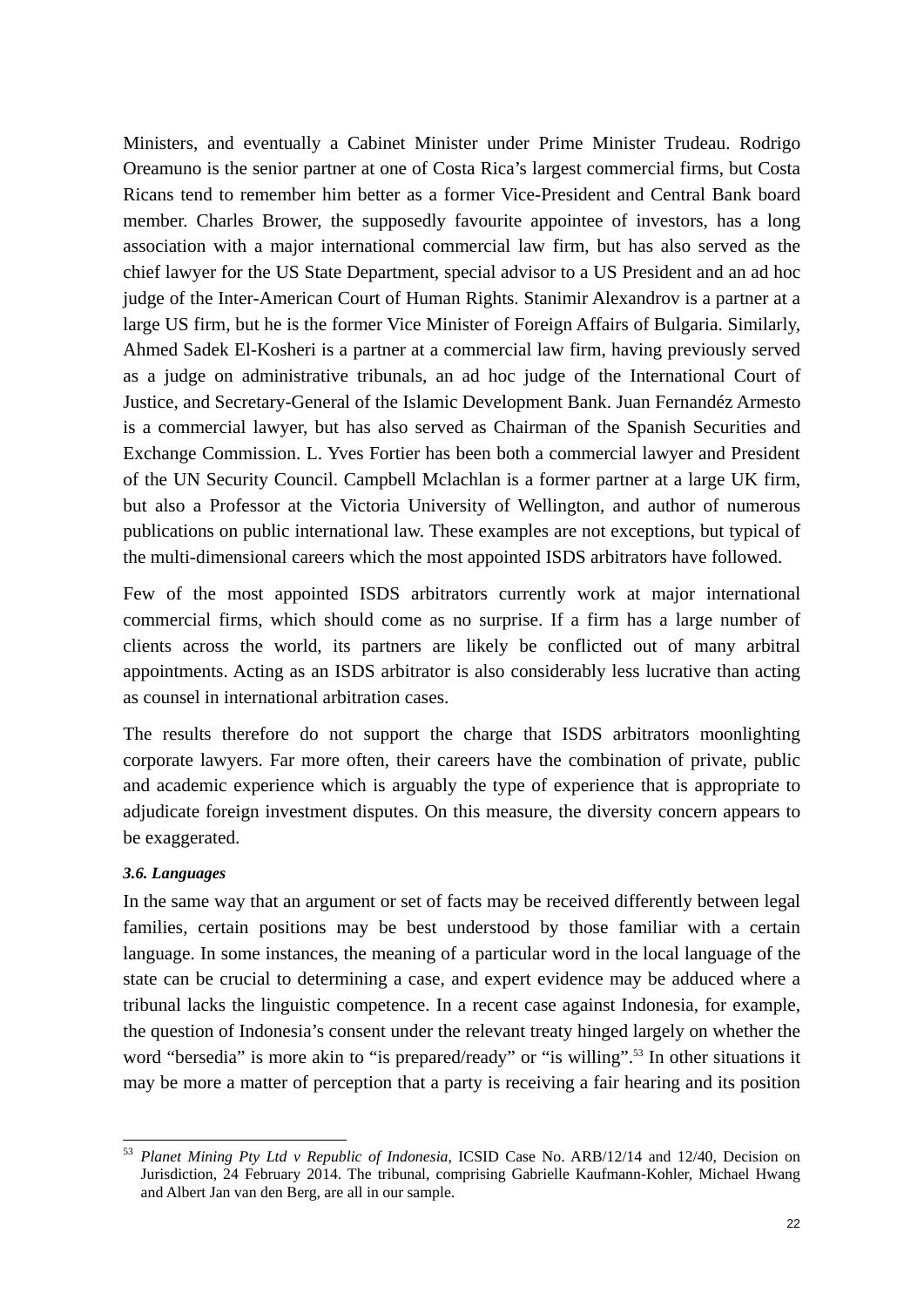Ministers, and eventually a Cabinet Minister under Prime Minister Trudeau. Rodrigo Oreamuno is the senior partner at one of Costa Rica's largest commercial firms, but Costa Ricans tend to remember him better as a former Vice-President and Central Bank board member. Charles Brower, the supposedly favourite appointee of investors, has a long association with a major international commercial law firm, but has also served as the chief lawyer for the US State Department, special advisor to a US President and an ad hoc judge of the Inter-American Court of Human Rights. Stanimir Alexandrov is a partner at a large US firm, but he is the former Vice Minister of Foreign Affairs of Bulgaria. Similarly, Ahmed Sadek El-Kosheri is a partner at a commercial law firm, having previously served as a judge on administrative tribunals, an ad hoc judge of the International Court of Justice, and Secretary-General of the Islamic Development Bank. Juan Fernandéz Armesto is a commercial lawyer, but has also served as Chairman of the Spanish Securities and Exchange Commission. L. Yves Fortier has been both a commercial lawyer and President of the UN Security Council. Campbell Mclachlan is a former partner at a large UK firm, but also a Professor at the Victoria University of Wellington, and author of numerous publications on public international law. These examples are not exceptions, but typical of the multi-dimensional careers which the most appointed ISDS arbitrators have followed.

Few of the most appointed ISDS arbitrators currently work at major international commercial firms, which should come as no surprise. If a firm has a large number of clients across the world, its partners are likely be conflicted out of many arbitral appointments. Acting as an ISDS arbitrator is also considerably less lucrative than acting as counsel in international arbitration cases.

The results therefore do not support the charge that ISDS arbitrators moonlighting corporate lawyers. Far more often, their careers have the combination of private, public and academic experience which is arguably the type of experience that is appropriate to adjudicate foreign investment disputes. On this measure, the diversity concern appears to be exaggerated.

***3.6. Languages***

In the same way that an argument or set of facts may be received differently between legal families, certain positions may be best understood by those familiar with a certain language. In some instances, the meaning of a particular word in the local language of the state can be crucial to determining a case, and expert evidence may be adduced where a tribunal lacks the linguistic competence. In a recent case against Indonesia, for example, the question of Indonesia's consent under the relevant treaty hinged largely on whether the word "bersedia" is more akin to "is prepared/ready" or "is willing".[53] In other situations it may be more a matter of perception that a party is receiving a fair hearing and its position

---

[53] *Planet Mining Pty Ltd v Republic of Indonesia*, ICSID Case No. ARB/12/14 and 12/40, Decision on Jurisdiction, 24 February 2014. The tribunal, comprising Gabrielle Kaufmann-Kohler, Michael Hwang and Albert Jan van den Berg, are all in our sample.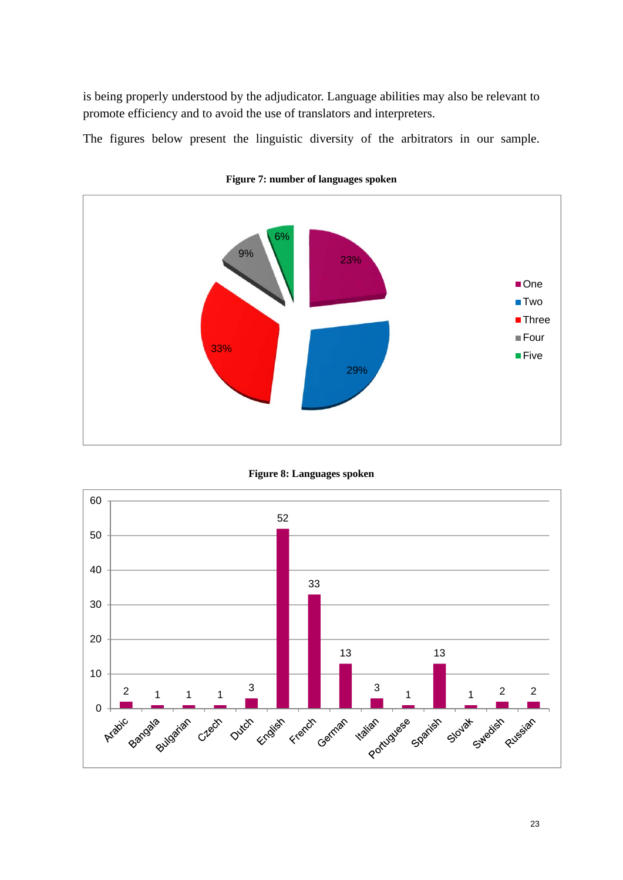is being properly understood by the adjudicator. Language abilities may also be relevant to promote efficiency and to avoid the use of translators and interpreters.

The figures below present the linguistic diversity of the arbitrators in our sample.

**Figure 7: number of languages spoken**

| Number of languages | Percentage |
|---|---|
| One | 23% |
| Two | 29% |
| Three | 33% |
| Four | 9% |
| Five | 6% |

**Figure 8: Languages spoken**

| Language | Count |
|---|---|
| Arabic | 2 |
| Bangala | 1 |
| Bulgarian | 1 |
| Czech | 1 |
| Dutch | 3 |
| English | 52 |
| French | 33 |
| German | 13 |
| Italian | 3 |
| Portuguese | 1 |
| Spanish | 13 |
| Slovak | 1 |
| Swedish | 2 |
| Russian | 2 |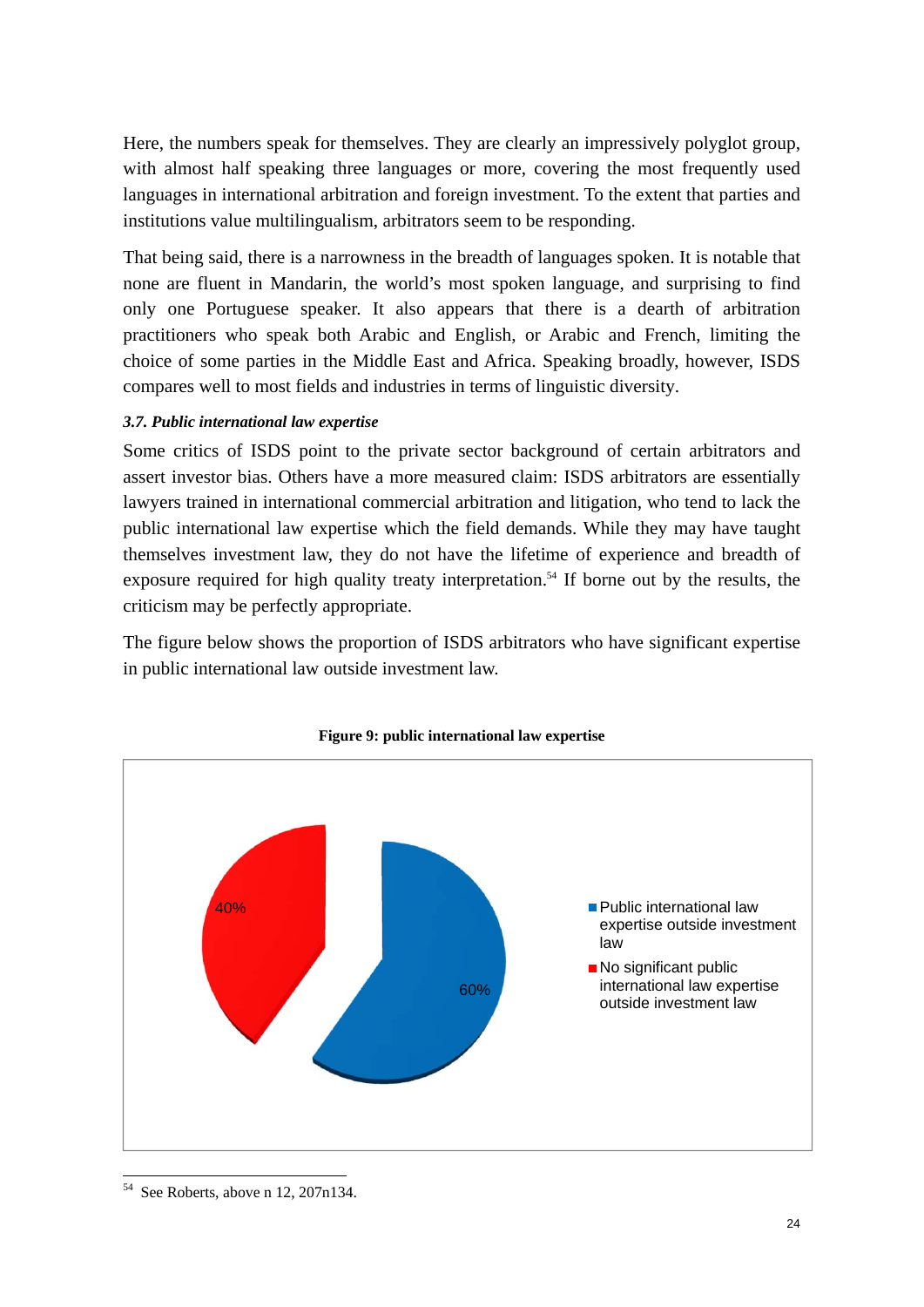Here, the numbers speak for themselves. They are clearly an impressively polyglot group, with almost half speaking three languages or more, covering the most frequently used languages in international arbitration and foreign investment. To the extent that parties and institutions value multilingualism, arbitrators seem to be responding.

That being said, there is a narrowness in the breadth of languages spoken. It is notable that none are fluent in Mandarin, the world's most spoken language, and surprising to find only one Portuguese speaker. It also appears that there is a dearth of arbitration practitioners who speak both Arabic and English, or Arabic and French, limiting the choice of some parties in the Middle East and Africa. Speaking broadly, however, ISDS compares well to most fields and industries in terms of linguistic diversity.

### *3.7. Public international law expertise*

Some critics of ISDS point to the private sector background of certain arbitrators and assert investor bias. Others have a more measured claim: ISDS arbitrators are essentially lawyers trained in international commercial arbitration and litigation, who tend to lack the public international law expertise which the field demands. While they may have taught themselves investment law, they do not have the lifetime of experience and breadth of exposure required for high quality treaty interpretation.[54] If borne out by the results, the criticism may be perfectly appropriate.

The figure below shows the proportion of ISDS arbitrators who have significant expertise in public international law outside investment law.

**Figure 9: public international law expertise**

| Category | Share |
|---|---|
| Public international law expertise outside investment law | 60% |
| No significant public international law expertise outside investment law | 40% |

[54] See Roberts, above n 12, 207n134.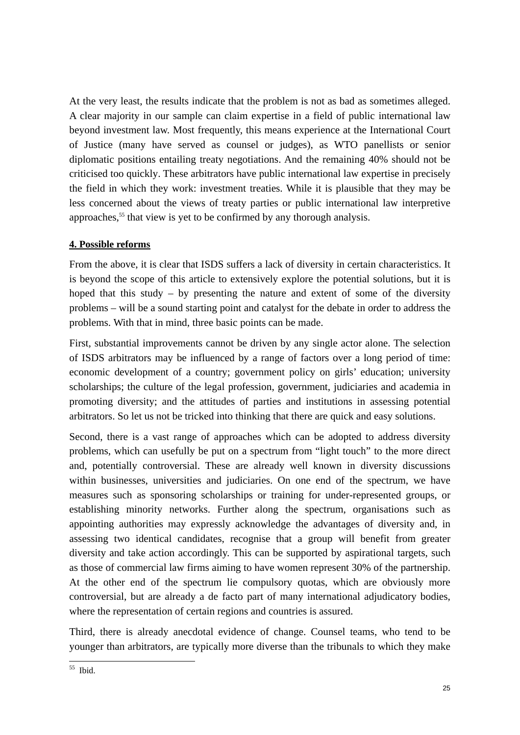At the very least, the results indicate that the problem is not as bad as sometimes alleged. A clear majority in our sample can claim expertise in a field of public international law beyond investment law. Most frequently, this means experience at the International Court of Justice (many have served as counsel or judges), as WTO panellists or senior diplomatic positions entailing treaty negotiations. And the remaining 40% should not be criticised too quickly. These arbitrators have public international law expertise in precisely the field in which they work: investment treaties. While it is plausible that they may be less concerned about the views of treaty parties or public international law interpretive approaches,[55] that view is yet to be confirmed by any thorough analysis.

**4. Possible reforms**

From the above, it is clear that ISDS suffers a lack of diversity in certain characteristics. It is beyond the scope of this article to extensively explore the potential solutions, but it is hoped that this study – by presenting the nature and extent of some of the diversity problems – will be a sound starting point and catalyst for the debate in order to address the problems. With that in mind, three basic points can be made.

First, substantial improvements cannot be driven by any single actor alone. The selection of ISDS arbitrators may be influenced by a range of factors over a long period of time: economic development of a country; government policy on girls' education; university scholarships; the culture of the legal profession, government, judiciaries and academia in promoting diversity; and the attitudes of parties and institutions in assessing potential arbitrators. So let us not be tricked into thinking that there are quick and easy solutions.

Second, there is a vast range of approaches which can be adopted to address diversity problems, which can usefully be put on a spectrum from "light touch" to the more direct and, potentially controversial. These are already well known in diversity discussions within businesses, universities and judiciaries. On one end of the spectrum, we have measures such as sponsoring scholarships or training for under-represented groups, or establishing minority networks. Further along the spectrum, organisations such as appointing authorities may expressly acknowledge the advantages of diversity and, in assessing two identical candidates, recognise that a group will benefit from greater diversity and take action accordingly. This can be supported by aspirational targets, such as those of commercial law firms aiming to have women represent 30% of the partnership. At the other end of the spectrum lie compulsory quotas, which are obviously more controversial, but are already a de facto part of many international adjudicatory bodies, where the representation of certain regions and countries is assured.

Third, there is already anecdotal evidence of change. Counsel teams, who tend to be younger than arbitrators, are typically more diverse than the tribunals to which they make

[55] Ibid.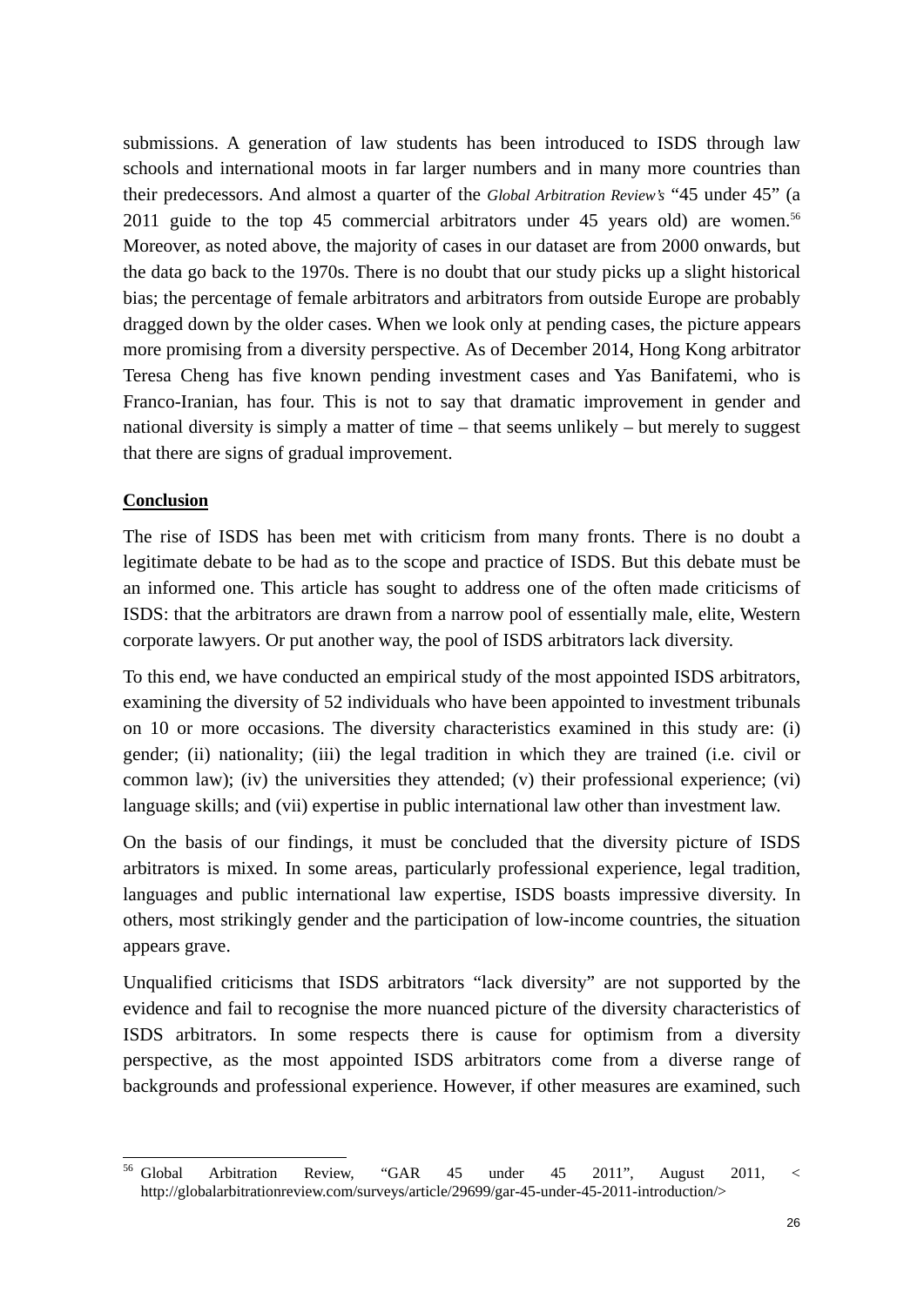submissions. A generation of law students has been introduced to ISDS through law schools and international moots in far larger numbers and in many more countries than their predecessors. And almost a quarter of the *Global Arbitration Review's* "45 under 45" (a 2011 guide to the top 45 commercial arbitrators under 45 years old) are women.[56] Moreover, as noted above, the majority of cases in our dataset are from 2000 onwards, but the data go back to the 1970s. There is no doubt that our study picks up a slight historical bias; the percentage of female arbitrators and arbitrators from outside Europe are probably dragged down by the older cases. When we look only at pending cases, the picture appears more promising from a diversity perspective. As of December 2014, Hong Kong arbitrator Teresa Cheng has five known pending investment cases and Yas Banifatemi, who is Franco-Iranian, has four. This is not to say that dramatic improvement in gender and national diversity is simply a matter of time – that seems unlikely – but merely to suggest that there are signs of gradual improvement.

**Conclusion**

The rise of ISDS has been met with criticism from many fronts. There is no doubt a legitimate debate to be had as to the scope and practice of ISDS. But this debate must be an informed one. This article has sought to address one of the often made criticisms of ISDS: that the arbitrators are drawn from a narrow pool of essentially male, elite, Western corporate lawyers. Or put another way, the pool of ISDS arbitrators lack diversity.

To this end, we have conducted an empirical study of the most appointed ISDS arbitrators, examining the diversity of 52 individuals who have been appointed to investment tribunals on 10 or more occasions. The diversity characteristics examined in this study are: (i) gender; (ii) nationality; (iii) the legal tradition in which they are trained (i.e. civil or common law); (iv) the universities they attended; (v) their professional experience; (vi) language skills; and (vii) expertise in public international law other than investment law.

On the basis of our findings, it must be concluded that the diversity picture of ISDS arbitrators is mixed. In some areas, particularly professional experience, legal tradition, languages and public international law expertise, ISDS boasts impressive diversity. In others, most strikingly gender and the participation of low-income countries, the situation appears grave.

Unqualified criticisms that ISDS arbitrators "lack diversity" are not supported by the evidence and fail to recognise the more nuanced picture of the diversity characteristics of ISDS arbitrators. In some respects there is cause for optimism from a diversity perspective, as the most appointed ISDS arbitrators come from a diverse range of backgrounds and professional experience. However, if other measures are examined, such

---

[56] Global Arbitration Review, "GAR 45 under 45 2011", August 2011, < http://globalarbitrationreview.com/surveys/article/29699/gar-45-under-45-2011-introduction/>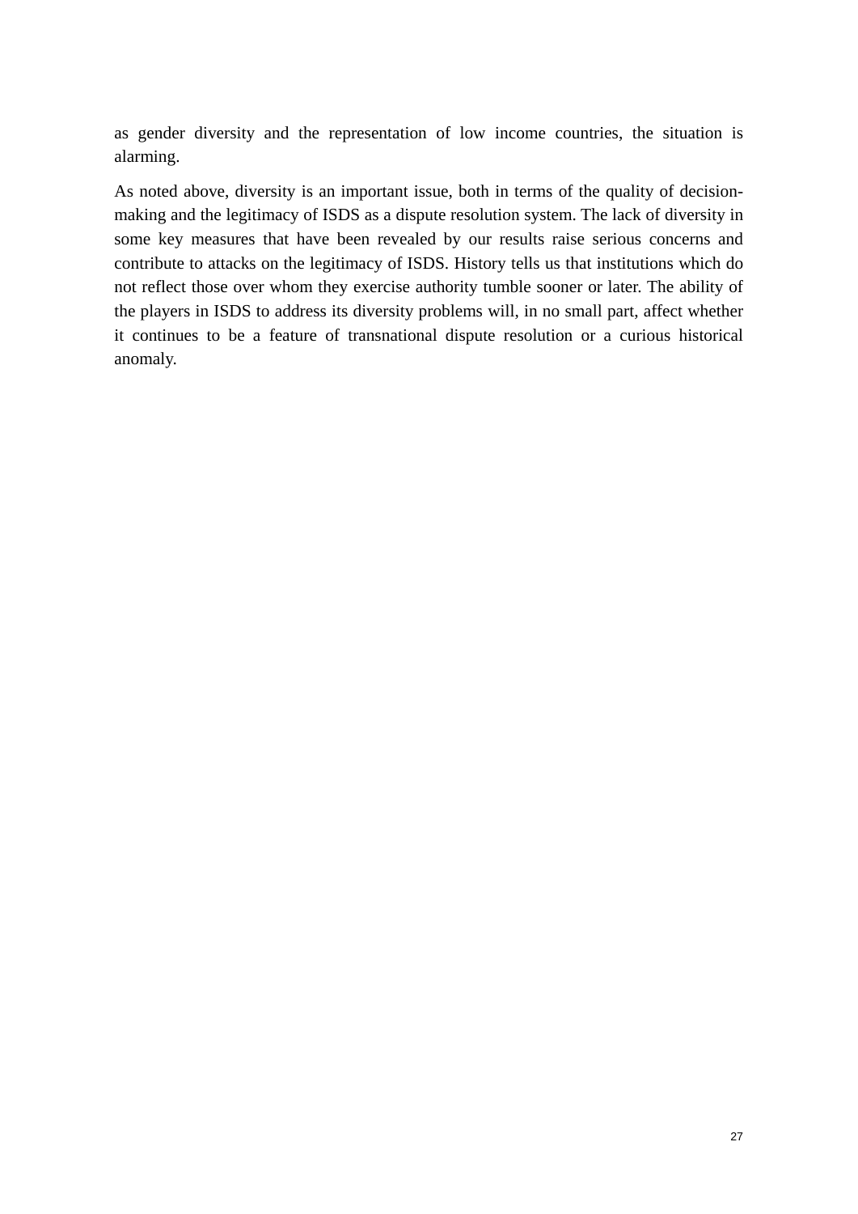as gender diversity and the representation of low income countries, the situation is alarming.

As noted above, diversity is an important issue, both in terms of the quality of decision-making and the legitimacy of ISDS as a dispute resolution system. The lack of diversity in some key measures that have been revealed by our results raise serious concerns and contribute to attacks on the legitimacy of ISDS. History tells us that institutions which do not reflect those over whom they exercise authority tumble sooner or later. The ability of the players in ISDS to address its diversity problems will, in no small part, affect whether it continues to be a feature of transnational dispute resolution or a curious historical anomaly.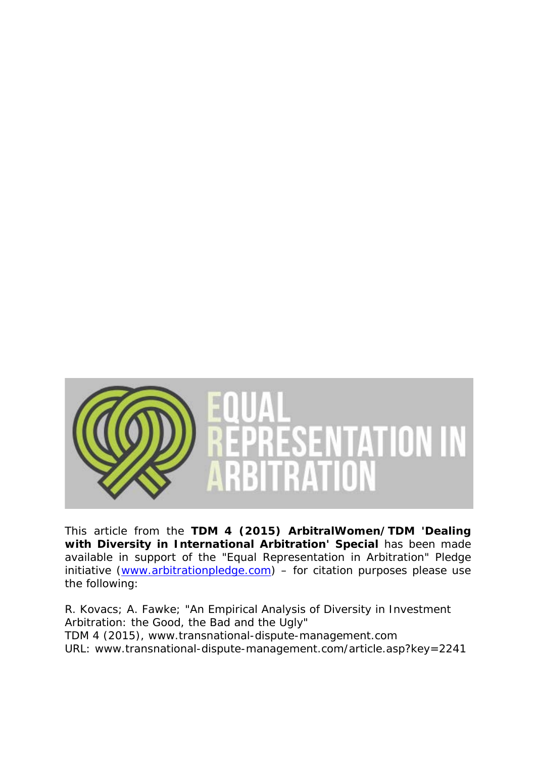EQUAL REPRESENTATION IN ARBITRATION

This article from the **TDM 4 (2015) ArbitralWomen/TDM 'Dealing with Diversity in International Arbitration' Special** has been made available in support of the "Equal Representation in Arbitration" Pledge initiative (www.arbitrationpledge.com) – for citation purposes please use the following:

R. Kovacs; A. Fawke; "An Empirical Analysis of Diversity in Investment Arbitration: the Good, the Bad and the Ugly"
TDM 4 (2015), www.transnational-dispute-management.com
URL: www.transnational-dispute-management.com/article.asp?key=2241